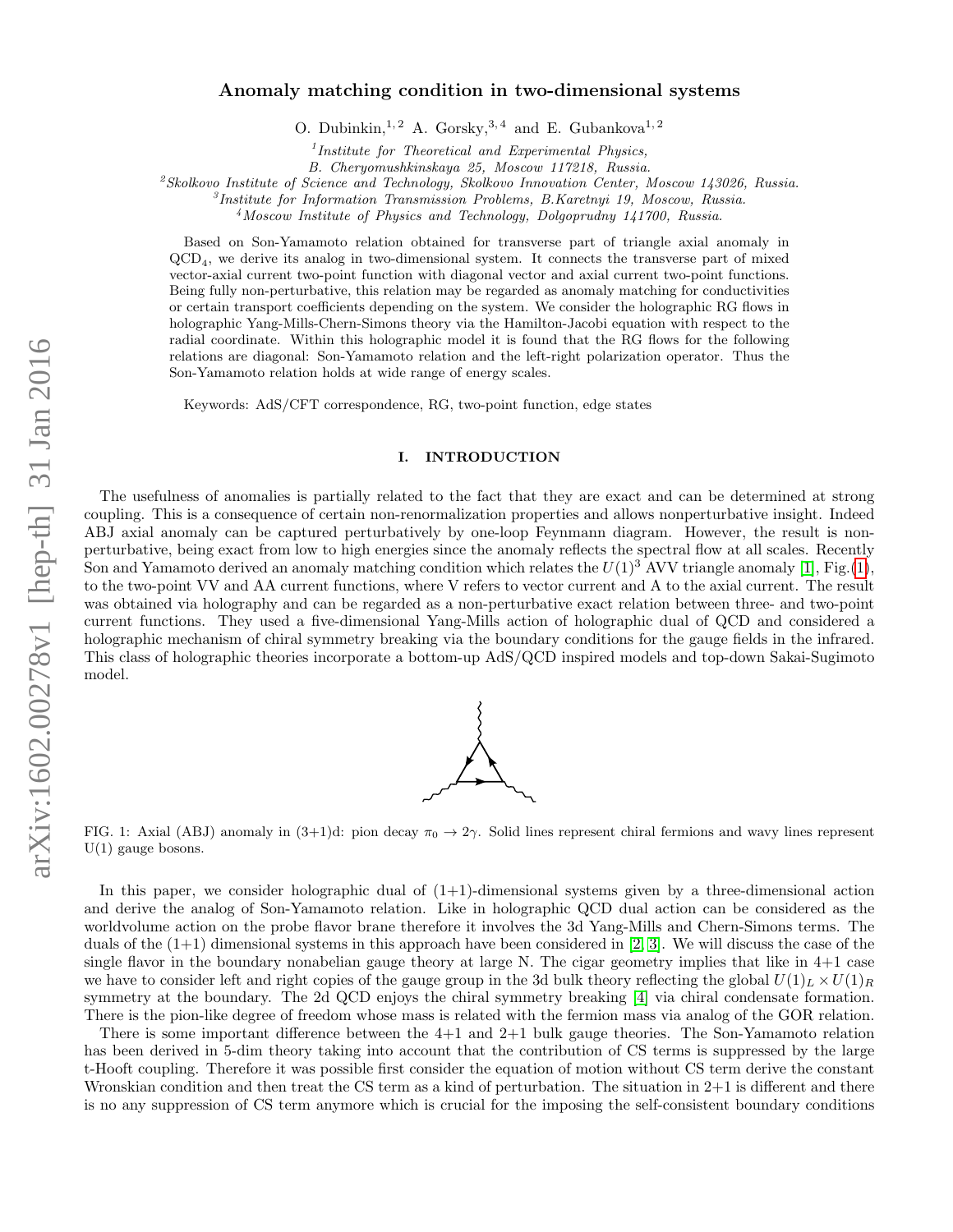# Anomaly matching condition in two-dimensional systems

O. Dubinkin,[1,2] A. Gorsky,[3,4] and E. Gubankova[1,2]

[1] *Institute for Theoretical and Experimental Physics, B. Cheryomushkinskaya 25, Moscow 117218, Russia.*
[2] *Skolkovo Institute of Science and Technology, Skolkovo Innovation Center, Moscow 143026, Russia.*
[3] *Institute for Information Transmission Problems, B.Karetnyi 19, Moscow, Russia.*
[4] *Moscow Institute of Physics and Technology, Dolgoprudny 141700, Russia.*

Based on Son-Yamamoto relation obtained for transverse part of triangle axial anomaly in $QCD_4$, we derive its analog in two-dimensional system. It connects the transverse part of mixed vector-axial current two-point function with diagonal vector and axial current two-point functions. Being fully non-perturbative, this relation may be regarded as anomaly matching for conductivities or certain transport coefficients depending on the system. We consider the holographic RG flows in holographic Yang-Mills-Chern-Simons theory via the Hamilton-Jacobi equation with respect to the radial coordinate. Within this holographic model it is found that the RG flows for the following relations are diagonal: Son-Yamamoto relation and the left-right polarization operator. Thus the Son-Yamamoto relation holds at wide range of energy scales.

Keywords: AdS/CFT correspondence, RG, two-point function, edge states

## I. INTRODUCTION

The usefulness of anomalies is partially related to the fact that they are exact and can be determined at strong coupling. This is a consequence of certain non-renormalization properties and allows nonperturbative insight. Indeed ABJ axial anomaly can be captured perturbatively by one-loop Feynmann diagram. However, the result is non-perturbative, being exact from low to high energies since the anomaly reflects the spectral flow at all scales. Recently Son and Yamamoto derived an anomaly matching condition which relates the $U(1)^3$ AVV triangle anomaly [1], Fig.(1), to the two-point VV and AA current functions, where V refers to vector current and A to the axial current. The result was obtained via holography and can be regarded as a non-perturbative exact relation between three- and two-point current functions. They used a five-dimensional Yang-Mills action of holographic dual of QCD and considered a holographic mechanism of chiral symmetry breaking via the boundary conditions for the gauge fields in the infrared. This class of holographic theories incorporate a bottom-up AdS/QCD inspired models and top-down Sakai-Sugimoto model.

FIG. 1: Axial (ABJ) anomaly in (3+1)d: pion decay $\pi_0 \to 2\gamma$. Solid lines represent chiral fermions and wavy lines represent U(1) gauge bosons.

In this paper, we consider holographic dual of (1+1)-dimensional systems given by a three-dimensional action and derive the analog of Son-Yamamoto relation. Like in holographic QCD dual action can be considered as the worldvolume action on the probe flavor brane therefore it involves the 3d Yang-Mills and Chern-Simons terms. The duals of the (1+1) dimensional systems in this approach have been considered in [2, 3]. We will discuss the case of the single flavor in the boundary nonabelian gauge theory at large N. The cigar geometry implies that like in 4+1 case we have to consider left and right copies of the gauge group in the 3d bulk theory reflecting the global $U(1)_L \times U(1)_R$ symmetry at the boundary. The 2d QCD enjoys the chiral symmetry breaking [4] via chiral condensate formation. There is the pion-like degree of freedom whose mass is related with the fermion mass via analog of the GOR relation.

There is some important difference between the 4+1 and 2+1 bulk gauge theories. The Son-Yamamoto relation has been derived in 5-dim theory taking into account that the contribution of CS terms is suppressed by the large t-Hooft coupling. Therefore it was possible first consider the equation of motion without CS term derive the constant Wronskian condition and then treat the CS term as a kind of perturbation. The situation in 2+1 is different and there is no any suppression of CS term anymore which is crucial for the imposing the self-consistent boundary conditions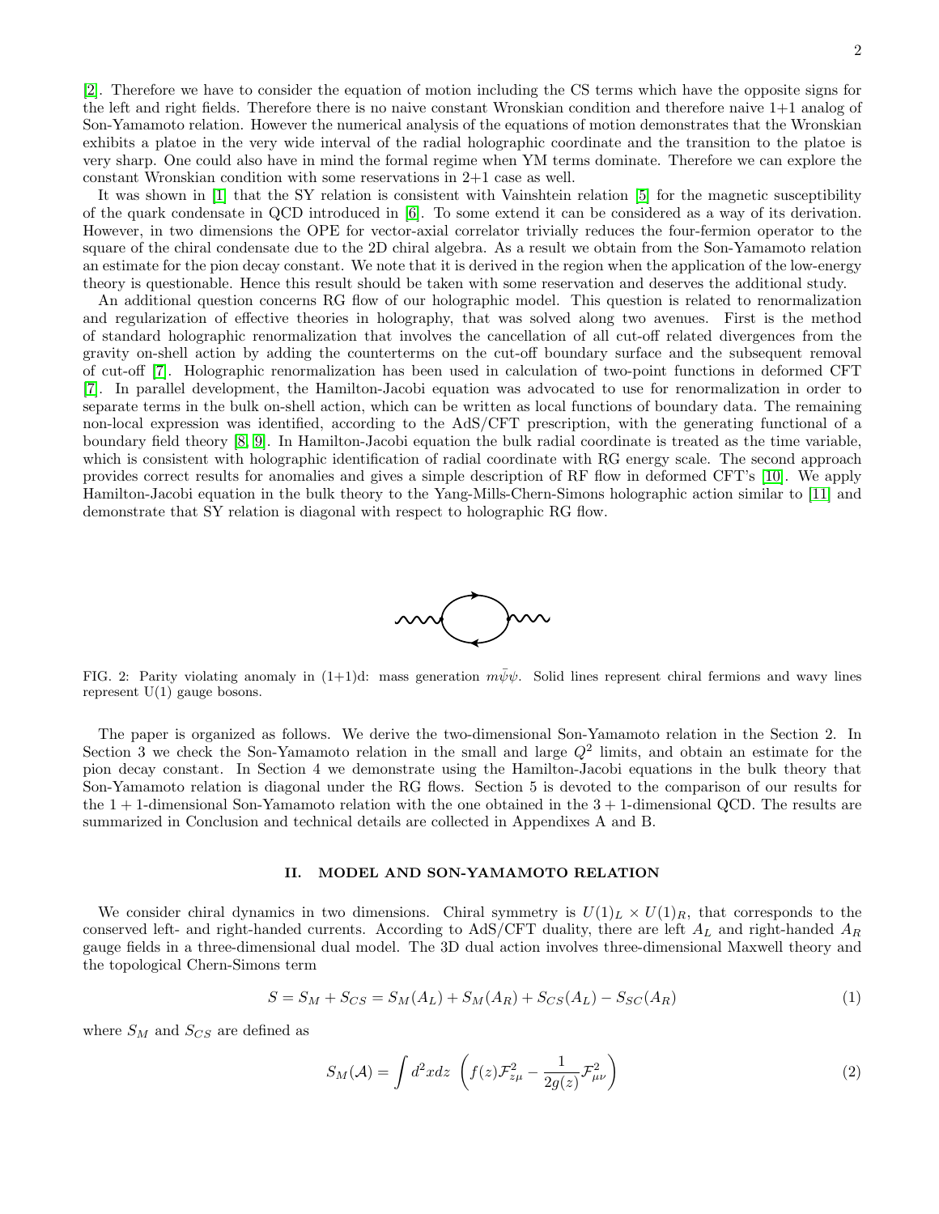[2]. Therefore we have to consider the equation of motion including the CS terms which have the opposite signs for the left and right fields. Therefore there is no naive constant Wronskian condition and therefore naive 1+1 analog of Son-Yamamoto relation. However the numerical analysis of the equations of motion demonstrates that the Wronskian exhibits a platoe in the very wide interval of the radial holographic coordinate and the transition to the platoe is very sharp. One could also have in mind the formal regime when YM terms dominate. Therefore we can explore the constant Wronskian condition with some reservations in 2+1 case as well.

It was shown in [1] that the SY relation is consistent with Vainshtein relation [5] for the magnetic susceptibility of the quark condensate in QCD introduced in [6]. To some extend it can be considered as a way of its derivation. However, in two dimensions the OPE for vector-axial correlator trivially reduces the four-fermion operator to the square of the chiral condensate due to the 2D chiral algebra. As a result we obtain from the Son-Yamamoto relation an estimate for the pion decay constant. We note that it is derived in the region when the application of the low-energy theory is questionable. Hence this result should be taken with some reservation and deserves the additional study.

An additional question concerns RG flow of our holographic model. This question is related to renormalization and regularization of effective theories in holography, that was solved along two avenues. First is the method of standard holographic renormalization that involves the cancellation of all cut-off related divergences from the gravity on-shell action by adding the counterterms on the cut-off boundary surface and the subsequent removal of cut-off [7]. Holographic renormalization has been used in calculation of two-point functions in deformed CFT [7]. In parallel development, the Hamilton-Jacobi equation was advocated to use for renormalization in order to separate terms in the bulk on-shell action, which can be written as local functions of boundary data. The remaining non-local expression was identified, according to the AdS/CFT prescription, with the generating functional of a boundary field theory [8, 9]. In Hamilton-Jacobi equation the bulk radial coordinate is treated as the time variable, which is consistent with holographic identification of radial coordinate with RG energy scale. The second approach provides correct results for anomalies and gives a simple description of RF flow in deformed CFT's [10]. We apply Hamilton-Jacobi equation in the bulk theory to the Yang-Mills-Chern-Simons holographic action similar to [11] and demonstrate that SY relation is diagonal with respect to holographic RG flow.

FIG. 2: Parity violating anomaly in (1+1)d: mass generation $m\bar{\psi}\psi$. Solid lines represent chiral fermions and wavy lines represent U(1) gauge bosons.

The paper is organized as follows. We derive the two-dimensional Son-Yamamoto relation in the Section 2. In Section 3 we check the Son-Yamamoto relation in the small and large $Q^2$ limits, and obtain an estimate for the pion decay constant. In Section 4 we demonstrate using the Hamilton-Jacobi equations in the bulk theory that Son-Yamamoto relation is diagonal under the RG flows. Section 5 is devoted to the comparison of our results for the $1+1$-dimensional Son-Yamamoto relation with the one obtained in the $3+1$-dimensional QCD. The results are summarized in Conclusion and technical details are collected in Appendixes A and B.

## II. MODEL AND SON-YAMAMOTO RELATION

We consider chiral dynamics in two dimensions. Chiral symmetry is $U(1)_L \times U(1)_R$, that corresponds to the conserved left- and right-handed currents. According to AdS/CFT duality, there are left $A_L$ and right-handed $A_R$ gauge fields in a three-dimensional dual model. The 3D dual action involves three-dimensional Maxwell theory and the topological Chern-Simons term

$$S = S_M + S_{CS} = S_M(A_L) + S_M(A_R) + S_{CS}(A_L) - S_{SC}(A_R) \tag{1}$$

where $S_M$ and $S_{CS}$ are defined as

$$S_M(\mathcal{A}) = \int d^2x dz \, \left( f(z)\mathcal{F}_{z\mu}^2 - \frac{1}{2g(z)}\mathcal{F}_{\mu\nu}^2 \right) \tag{2}$$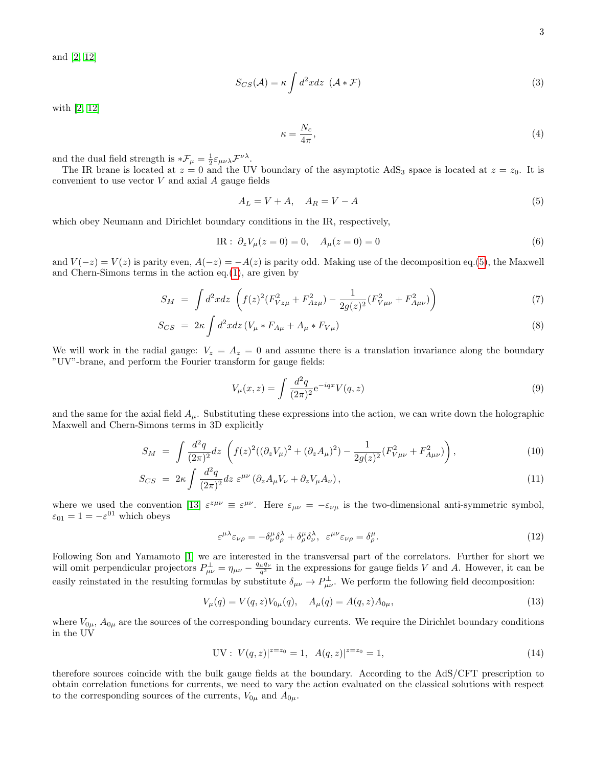and [2, 12]

$$S_{CS}(\mathcal{A}) = \kappa \int d^2x dz \; (\mathcal{A} * \mathcal{F}) \tag{3}$$

with [2, 12]

$$\kappa = \frac{N_c}{4\pi}, \tag{4}$$

and the dual field strength is $*\mathcal{F}_\mu = \frac{1}{2}\varepsilon_{\mu\nu\lambda}\mathcal{F}^{\nu\lambda}$.

The IR brane is located at $z=0$ and the UV boundary of the asymptotic $\text{AdS}_3$ space is located at $z=z_0$. It is convenient to use vector $V$ and axial $A$ gauge fields

$$A_L = V + A, \quad A_R = V - A \tag{5}$$

which obey Neumann and Dirichlet boundary conditions in the IR, respectively,

$$\text{IR}: \; \partial_z V_\mu(z=0) = 0, \quad A_\mu(z=0) = 0 \tag{6}$$

and $V(-z) = V(z)$ is parity even, $A(-z) = -A(z)$ is parity odd. Making use of the decomposition eq.(5), the Maxwell and Chern-Simons terms in the action eq.(1), are given by

$$S_M \;=\; \int d^2x dz \; \left( f(z)^2 (F^2_{Vz\mu} + F^2_{Az\mu}) - \frac{1}{2g(z)^2}(F^2_{V\mu\nu} + F^2_{A\mu\nu}) \right) \tag{7}$$

$$S_{CS} \;=\; 2\kappa \int d^2x dz \, (V_\mu * F_{A\mu} + A_\mu * F_{V\mu}) \tag{8}$$

We will work in the radial gauge: $V_z = A_z = 0$ and assume there is a translation invariance along the boundary "UV"-brane, and perform the Fourier transform for gauge fields:

$$V_\mu(x,z) = \int \frac{d^2q}{(2\pi)^2} \mathrm{e}^{-iqx} V(q,z) \tag{9}$$

and the same for the axial field $A_\mu$. Substituting these expressions into the action, we can write down the holographic Maxwell and Chern-Simons terms in 3D explicitly

$$S_M \;=\; \int \frac{d^2q}{(2\pi)^2} dz \; \left( f(z)^2 ((\partial_z V_\mu)^2 + (\partial_z A_\mu)^2) - \frac{1}{2g(z)^2}(F^2_{V\mu\nu} + F^2_{A\mu\nu}) \right), \tag{10}$$

$$S_{CS} \;=\; 2\kappa \int \frac{d^2q}{(2\pi)^2} dz \; \varepsilon^{\mu\nu} \left( \partial_z A_\mu V_\nu + \partial_z V_\mu A_\nu \right), \tag{11}$$

where we used the convention [13] $\varepsilon^{z\mu\nu} \equiv \varepsilon^{\mu\nu}$. Here $\varepsilon_{\mu\nu} = -\varepsilon_{\nu\mu}$ is the two-dimensional anti-symmetric symbol, $\varepsilon_{01} = 1 = -\varepsilon^{01}$ which obeys

$$\varepsilon^{\mu\lambda}\varepsilon_{\nu\rho} = -\delta^\mu_\nu \delta^\lambda_\rho + \delta^\mu_\rho \delta^\lambda_\nu, \;\; \varepsilon^{\mu\nu}\varepsilon_{\nu\rho} = \delta^\mu_\rho. \tag{12}$$

Following Son and Yamamoto [1] we are interested in the transversal part of the correlators. Further for short we will omit perpendicular projectors $P^\perp_{\mu\nu} = \eta_{\mu\nu} - \frac{q_\mu q_\nu}{q^2}$ in the expressions for gauge fields $V$ and $A$. However, it can be easily reinstated in the resulting formulas by substitute $\delta_{\mu\nu} \to P^\perp_{\mu\nu}$. We perform the following field decomposition:

$$V_\mu(q) = V(q,z) V_{0\mu}(q), \quad A_\mu(q) = A(q,z) A_{0\mu}, \tag{13}$$

where $V_{0\mu}$, $A_{0\mu}$ are the sources of the corresponding boundary currents. We require the Dirichlet boundary conditions in the UV

$$\text{UV}: \; V(q,z)|^{z=z_0} = 1, \;\; A(q,z)|^{z=z_0} = 1, \tag{14}$$

therefore sources coincide with the bulk gauge fields at the boundary. According to the AdS/CFT prescription to obtain correlation functions for currents, we need to vary the action evaluated on the classical solutions with respect to the corresponding sources of the currents, $V_{0\mu}$ and $A_{0\mu}$.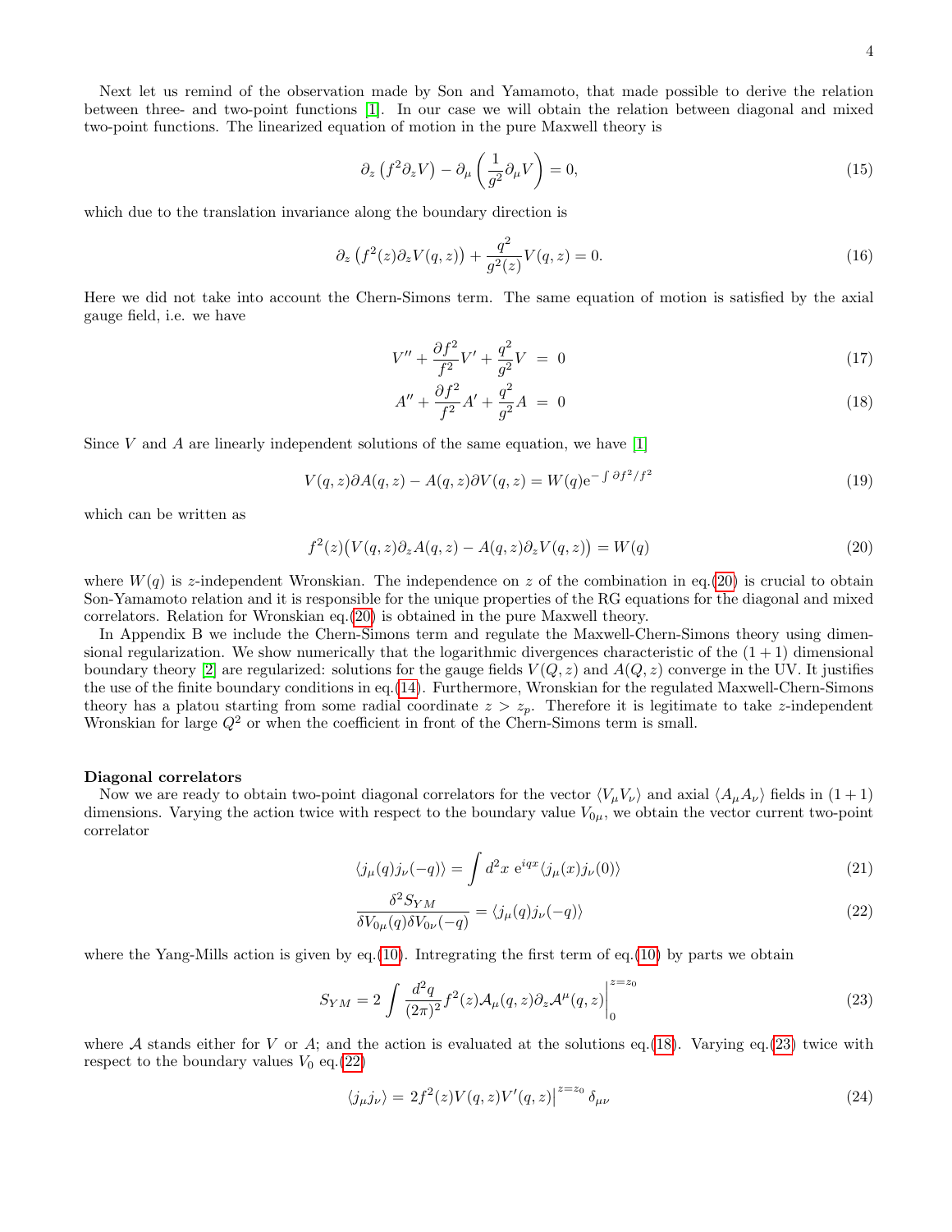Next let us remind of the observation made by Son and Yamamoto, that made possible to derive the relation between three- and two-point functions [1]. In our case we will obtain the relation between diagonal and mixed two-point functions. The linearized equation of motion in the pure Maxwell theory is

$$\partial_z \left( f^2 \partial_z V \right) - \partial_\mu \left( \frac{1}{g^2} \partial_\mu V \right) = 0, \tag{15}$$

which due to the translation invariance along the boundary direction is

$$\partial_z \left( f^2(z) \partial_z V(q,z) \right) + \frac{q^2}{g^2(z)} V(q,z) = 0. \tag{16}$$

Here we did not take into account the Chern-Simons term. The same equation of motion is satisfied by the axial gauge field, i.e. we have

$$V'' + \frac{\partial f^2}{f^2} V' + \frac{q^2}{g^2} V \ = \ 0 \tag{17}$$

$$A'' + \frac{\partial f^2}{f^2} A' + \frac{q^2}{g^2} A \ = \ 0 \tag{18}$$

Since $V$ and $A$ are linearly independent solutions of the same equation, we have [1]

$$V(q,z)\partial A(q,z) - A(q,z)\partial V(q,z) = W(q) \mathrm{e}^{-\int \partial f^2/f^2} \tag{19}$$

which can be written as

$$f^2(z) \big( V(q,z) \partial_z A(q,z) - A(q,z) \partial_z V(q,z) \big) = W(q) \tag{20}$$

where $W(q)$ is $z$-independent Wronskian. The independence on $z$ of the combination in eq.(20) is crucial to obtain Son-Yamamoto relation and it is responsible for the unique properties of the RG equations for the diagonal and mixed correlators. Relation for Wronskian eq.(20) is obtained in the pure Maxwell theory.

In Appendix B we include the Chern-Simons term and regulate the Maxwell-Chern-Simons theory using dimensional regularization. We show numerically that the logarithmic divergences characteristic of the $(1+1)$ dimensional boundary theory [2] are regularized: solutions for the gauge fields $V(Q,z)$ and $A(Q,z)$ converge in the UV. It justifies the use of the finite boundary conditions in eq.(14). Furthermore, Wronskian for the regulated Maxwell-Chern-Simons theory has a platou starting from some radial coordinate $z > z_p$. Therefore it is legitimate to take $z$-independent Wronskian for large $Q^2$ or when the coefficient in front of the Chern-Simons term is small.

**Diagonal correlators**

Now we are ready to obtain two-point diagonal correlators for the vector $\langle V_\mu V_\nu \rangle$ and axial $\langle A_\mu A_\nu \rangle$ fields in $(1+1)$ dimensions. Varying the action twice with respect to the boundary value $V_{0\mu}$, we obtain the vector current two-point correlator

$$\langle j_\mu(q) j_\nu(-q) \rangle = \int d^2x \ \mathrm{e}^{iqx} \langle j_\mu(x) j_\nu(0) \rangle \tag{21}$$

$$\frac{\delta^2 S_{YM}}{\delta V_{0\mu}(q) \delta V_{0\nu}(-q)} = \langle j_\mu(q) j_\nu(-q) \rangle \tag{22}$$

where the Yang-Mills action is given by eq.(10). Intregrating the first term of eq.(10) by parts we obtain

$$S_{YM} = 2 \int \frac{d^2q}{(2\pi)^2} f^2(z) \mathcal{A}_\mu(q,z) \partial_z \mathcal{A}^\mu(q,z) \Big|_0^{z=z_0} \tag{23}$$

where $\mathcal{A}$ stands either for $V$ or $A$; and the action is evaluated at the solutions eq.(18). Varying eq.(23) twice with respect to the boundary values $V_0$ eq.(22)

$$\langle j_\mu j_\nu \rangle = 2 f^2(z) V(q,z) V'(q,z) \big|^{z=z_0} \delta_{\mu\nu} \tag{24}$$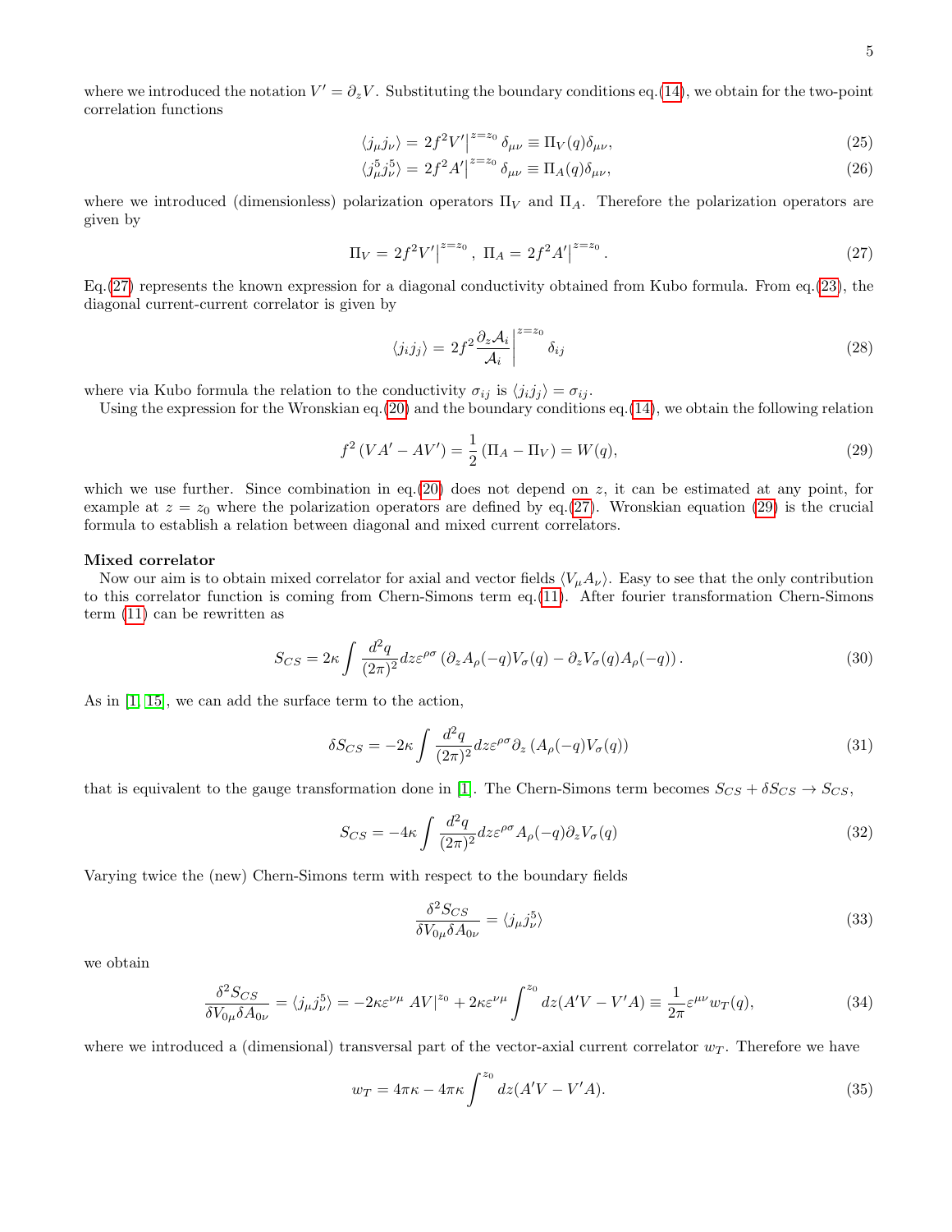where we introduced the notation $V' = \partial_z V$. Substituting the boundary conditions eq.(14), we obtain for the two-point correlation functions

$$\langle j_\mu j_\nu \rangle = 2f^2 V'\Big|^{z=z_0} \delta_{\mu\nu} \equiv \Pi_V(q)\delta_{\mu\nu}, \tag{25}$$

$$\langle j^5_\mu j^5_\nu \rangle = 2f^2 A'\Big|^{z=z_0} \delta_{\mu\nu} \equiv \Pi_A(q)\delta_{\mu\nu}, \tag{26}$$

where we introduced (dimensionless) polarization operators $\Pi_V$ and $\Pi_A$. Therefore the polarization operators are given by

$$\Pi_V = 2f^2 V'\Big|^{z=z_0}, \; \Pi_A = 2f^2 A'\Big|^{z=z_0}. \tag{27}$$

Eq.(27) represents the known expression for a diagonal conductivity obtained from Kubo formula. From eq.(23), the diagonal current-current correlator is given by

$$\langle j_i j_j \rangle = 2f^2 \frac{\partial_z \mathcal{A}_i}{\mathcal{A}_i}\Big|^{z=z_0} \delta_{ij} \tag{28}$$

where via Kubo formula the relation to the conductivity $\sigma_{ij}$ is $\langle j_i j_j \rangle = \sigma_{ij}$.

Using the expression for the Wronskian eq.(20) and the boundary conditions eq.(14), we obtain the following relation

$$f^2 \left( V A' - A V' \right) = \frac{1}{2} \left( \Pi_A - \Pi_V \right) = W(q), \tag{29}$$

which we use further. Since combination in eq.(20) does not depend on $z$, it can be estimated at any point, for example at $z = z_0$ where the polarization operators are defined by eq.(27). Wronskian equation (29) is the crucial formula to establish a relation between diagonal and mixed current correlators.

**Mixed correlator**

Now our aim is to obtain mixed correlator for axial and vector fields $\langle V_\mu A_\nu \rangle$. Easy to see that the only contribution to this correlator function is coming from Chern-Simons term eq.(11). After fourier transformation Chern-Simons term (11) can be rewritten as

$$S_{CS} = 2\kappa \int \frac{d^2q}{(2\pi)^2} dz \varepsilon^{\rho\sigma} \left( \partial_z A_\rho(-q) V_\sigma(q) - \partial_z V_\sigma(q) A_\rho(-q) \right). \tag{30}$$

As in [1, 15], we can add the surface term to the action,

$$\delta S_{CS} = -2\kappa \int \frac{d^2q}{(2\pi)^2} dz \varepsilon^{\rho\sigma} \partial_z \left( A_\rho(-q) V_\sigma(q) \right) \tag{31}$$

that is equivalent to the gauge transformation done in [1]. The Chern-Simons term becomes $S_{CS} + \delta S_{CS} \rightarrow S_{CS}$,

$$S_{CS} = -4\kappa \int \frac{d^2q}{(2\pi)^2} dz \varepsilon^{\rho\sigma} A_\rho(-q) \partial_z V_\sigma(q) \tag{32}$$

Varying twice the (new) Chern-Simons term with respect to the boundary fields

$$\frac{\delta^2 S_{CS}}{\delta V_{0\mu} \delta A_{0\nu}} = \langle j_\mu j^5_\nu \rangle \tag{33}$$

we obtain

$$\frac{\delta^2 S_{CS}}{\delta V_{0\mu} \delta A_{0\nu}} = \langle j_\mu j^5_\nu \rangle = -2\kappa \varepsilon^{\nu\mu} \, AV|^{z_0} + 2\kappa \varepsilon^{\nu\mu} \int^{z_0} dz (A'V - V'A) \equiv \frac{1}{2\pi} \varepsilon^{\mu\nu} w_T(q), \tag{34}$$

where we introduced a (dimensional) transversal part of the vector-axial current correlator $w_T$. Therefore we have

$$w_T = 4\pi\kappa - 4\pi\kappa \int^{z_0} dz (A'V - V'A). \tag{35}$$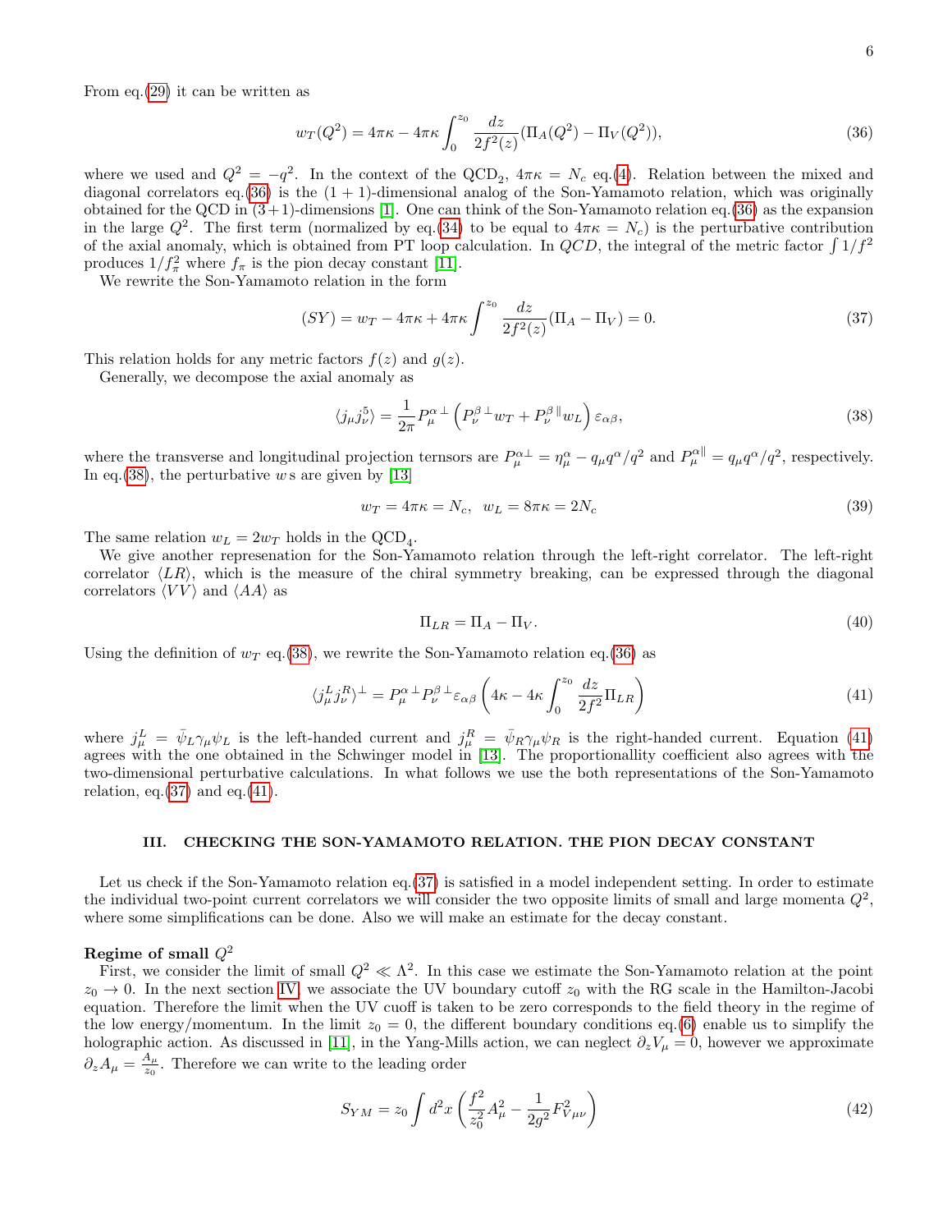From eq.(29) it can be written as

$$w_T(Q^2) = 4\pi\kappa - 4\pi\kappa \int_0^{z_0} \frac{dz}{2f^2(z)} (\Pi_A(Q^2) - \Pi_V(Q^2)), \tag{36}$$

where we used and $Q^2 = -q^2$. In the context of the QCD$_2$, $4\pi\kappa = N_c$ eq.(4). Relation between the mixed and diagonal correlators eq.(36) is the $(1+1)$-dimensional analog of the Son-Yamamoto relation, which was originally obtained for the QCD in $(3+1)$-dimensions [1]. One can think of the Son-Yamamoto relation eq.(36) as the expansion in the large $Q^2$. The first term (normalized by eq.(34) to be equal to $4\pi\kappa = N_c$) is the perturbative contribution of the axial anomaly, which is obtained from PT loop calculation. In $QCD$, the integral of the metric factor $\int 1/f^2$ produces $1/f_\pi^2$ where $f_\pi$ is the pion decay constant [11].

We rewrite the Son-Yamamoto relation in the form

$$(SY) = w_T - 4\pi\kappa + 4\pi\kappa \int^{z_0} \frac{dz}{2f^2(z)} (\Pi_A - \Pi_V) = 0. \tag{37}$$

This relation holds for any metric factors $f(z)$ and $g(z)$.

Generally, we decompose the axial anomaly as

$$\langle j_\mu j_\nu^5 \rangle = \frac{1}{2\pi} P_\mu^{\alpha\,\perp} \left( P_\nu^{\beta\,\perp} w_T + P_\nu^{\beta\,\parallel} w_L \right) \varepsilon_{\alpha\beta}, \tag{38}$$

where the transverse and longitudinal projection ternsors are $P_\mu^{\alpha\perp} = \eta_\mu^\alpha - q_\mu q^\alpha/q^2$ and $P_\mu^{\alpha\parallel} = q_\mu q^\alpha/q^2$, respectively. In eq.(38), the perturbative $w$s are given by [13]

$$w_T = 4\pi\kappa = N_c, \;\; w_L = 8\pi\kappa = 2N_c \tag{39}$$

The same relation $w_L = 2w_T$ holds in the QCD$_4$.

We give another represenation for the Son-Yamamoto relation through the left-right correlator. The left-right correlator $\langle LR \rangle$, which is the measure of the chiral symmetry breaking, can be expressed through the diagonal correlators $\langle VV \rangle$ and $\langle AA \rangle$ as

$$\Pi_{LR} = \Pi_A - \Pi_V. \tag{40}$$

Using the definition of $w_T$ eq.(38), we rewrite the Son-Yamamoto relation eq.(36) as

$$\langle j_\mu^L j_\nu^R \rangle^\perp = P_\mu^{\alpha\,\perp} P_\nu^{\beta\,\perp} \varepsilon_{\alpha\beta} \left( 4\kappa - 4\kappa \int_0^{z_0} \frac{dz}{2f^2} \Pi_{LR} \right) \tag{41}$$

where $j_\mu^L = \bar{\psi}_L \gamma_\mu \psi_L$ is the left-handed current and $j_\mu^R = \bar{\psi}_R \gamma_\mu \psi_R$ is the right-handed current. Equation (41) agrees with the one obtained in the Schwinger model in [13]. The proportionallity coefficient also agrees with the two-dimensional perturbative calculations. In what follows we use the both representations of the Son-Yamamoto relation, eq.(37) and eq.(41).

## III. CHECKING THE SON-YAMAMOTO RELATION. THE PION DECAY CONSTANT

Let us check if the Son-Yamamoto relation eq.(37) is satisfied in a model independent setting. In order to estimate the individual two-point current correlators we will consider the two opposite limits of small and large momenta $Q^2$, where some simplifications can be done. Also we will make an estimate for the decay constant.

### Regime of small $Q^2$

First, we consider the limit of small $Q^2 \ll \Lambda^2$. In this case we estimate the Son-Yamamoto relation at the point $z_0 \to 0$. In the next section IV, we associate the UV boundary cutoff $z_0$ with the RG scale in the Hamilton-Jacobi equation. Therefore the limit when the UV cuoff is taken to be zero corresponds to the field theory in the regime of the low energy/momentum. In the limit $z_0 = 0$, the different boundary conditions eq.(6) enable us to simplify the holographic action. As discussed in [11], in the Yang-Mills action, we can neglect $\partial_z V_\mu = 0$, however we approximate $\partial_z A_\mu = \frac{A_\mu}{z_0}$. Therefore we can write to the leading order

$$S_{YM} = z_0 \int d^2x \left( \frac{f^2}{z_0^2} A_\mu^2 - \frac{1}{2g^2} F_{V\mu\nu}^2 \right) \tag{42}$$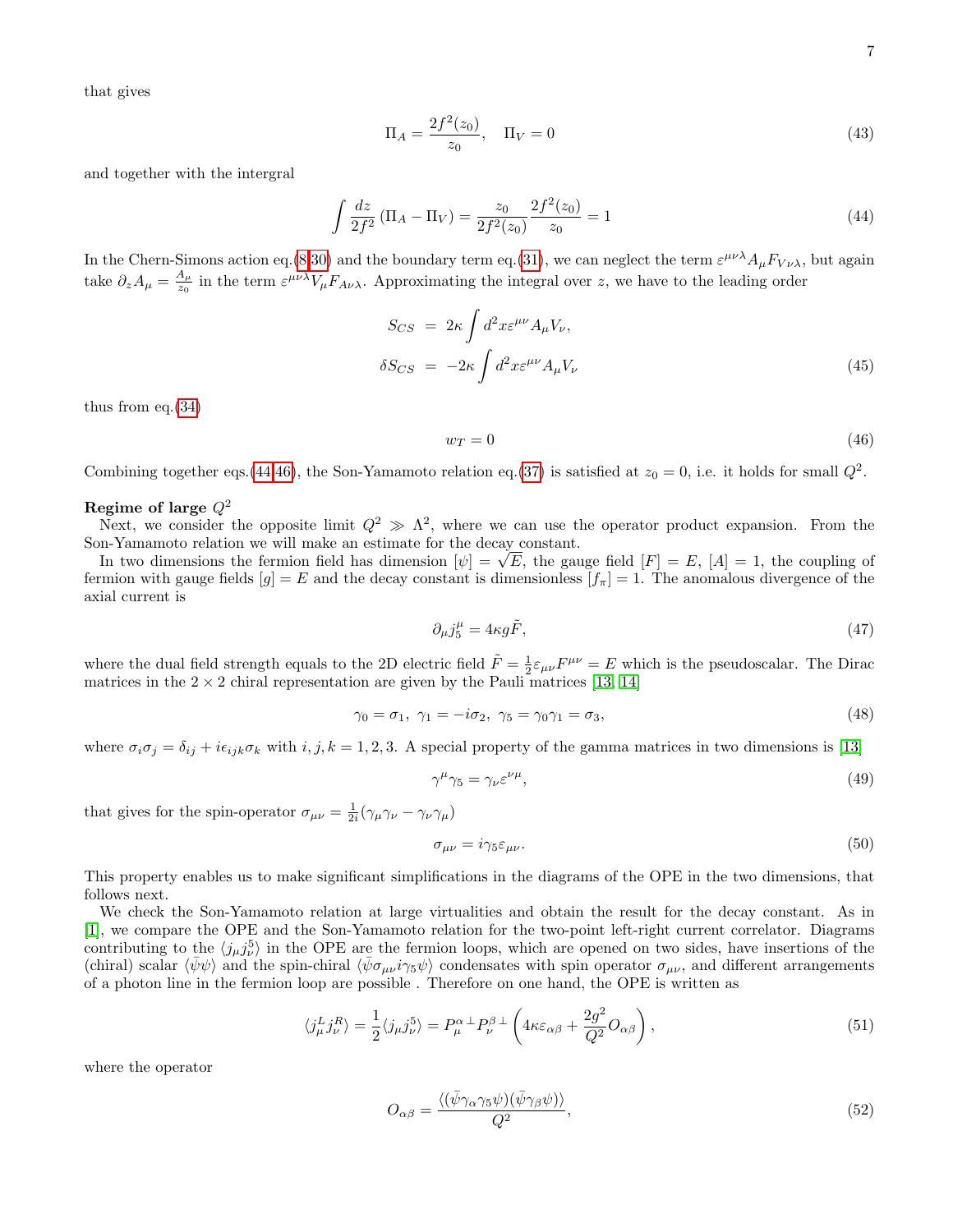that gives

$$
\Pi_A = \frac{2f^2(z_0)}{z_0}, \quad \Pi_V = 0 \tag{43}
$$

and together with the intergral

$$
\int \frac{dz}{2f^2}\left(\Pi_A - \Pi_V\right) = \frac{z_0}{2f^2(z_0)}\frac{2f^2(z_0)}{z_0} = 1 \tag{44}
$$

In the Chern-Simons action eq.(8,30) and the boundary term eq.(31), we can neglect the term $\varepsilon^{\mu\nu\lambda}A_\mu F_{V\nu\lambda}$, but again take $\partial_z A_\mu = \frac{A_\mu}{z_0}$ in the term $\varepsilon^{\mu\nu\lambda}V_\mu F_{A\nu\lambda}$. Approximating the integral over $z$, we have to the leading order

$$
\begin{aligned}
S_{CS} &= 2\kappa \int d^2x \varepsilon^{\mu\nu} A_\mu V_\nu, \\
\delta S_{CS} &= -2\kappa \int d^2x \varepsilon^{\mu\nu} A_\mu V_\nu
\end{aligned} \tag{45}
$$

thus from eq.(34)

$$
w_T = 0 \tag{46}
$$

Combining together eqs.(44,46), the Son-Yamamoto relation eq.(37) is satisfied at $z_0 = 0$, i.e. it holds for small $Q^2$.

**Regime of large $Q^2$**

Next, we consider the opposite limit $Q^2 \gg \Lambda^2$, where we can use the operator product expansion. From the Son-Yamamoto relation we will make an estimate for the decay constant.

In two dimensions the fermion field has dimension $[\psi] = \sqrt{E}$, the gauge field $[F] = E$, $[A] = 1$, the coupling of fermion with gauge fields $[g] = E$ and the decay constant is dimensionless $[f_\pi] = 1$. The anomalous divergence of the axial current is

$$
\partial_\mu j_5^\mu = 4\kappa g \tilde{F}, \tag{47}
$$

where the dual field strength equals to the 2D electric field $\tilde{F} = \frac{1}{2}\varepsilon_{\mu\nu}F^{\mu\nu} = E$ which is the pseudoscalar. The Dirac matrices in the $2\times 2$ chiral representation are given by the Pauli matrices [13, 14]

$$
\gamma_0 = \sigma_1, \ \gamma_1 = -i\sigma_2, \ \gamma_5 = \gamma_0\gamma_1 = \sigma_3, \tag{48}
$$

where $\sigma_i\sigma_j = \delta_{ij} + i\epsilon_{ijk}\sigma_k$ with $i,j,k = 1,2,3$. A special property of the gamma matrices in two dimensions is [13]

$$
\gamma^\mu\gamma_5 = \gamma_\nu\varepsilon^{\nu\mu}, \tag{49}
$$

that gives for the spin-operator $\sigma_{\mu\nu} = \frac{1}{2i}(\gamma_\mu\gamma_\nu - \gamma_\nu\gamma_\mu)$

$$
\sigma_{\mu\nu} = i\gamma_5\varepsilon_{\mu\nu}. \tag{50}
$$

This property enables us to make significant simplifications in the diagrams of the OPE in the two dimensions, that follows next.

We check the Son-Yamamoto relation at large virtualities and obtain the result for the decay constant. As in [1], we compare the OPE and the Son-Yamamoto relation for the two-point left-right current correlator. Diagrams contributing to the $\langle j_\mu j_\nu^5\rangle$ in the OPE are the fermion loops, which are opened on two sides, have insertions of the (chiral) scalar $\langle\bar\psi\psi\rangle$ and the spin-chiral $\langle\bar\psi\sigma_{\mu\nu}i\gamma_5\psi\rangle$ condensates with spin operator $\sigma_{\mu\nu}$, and different arrangements of a photon line in the fermion loop are possible . Therefore on one hand, the OPE is written as

$$
\langle j_\mu^L j_\nu^R\rangle = \frac{1}{2}\langle j_\mu j_\nu^5\rangle = P_\mu^{\alpha\,\perp}P_\nu^{\beta\,\perp}\left(4\kappa\varepsilon_{\alpha\beta} + \frac{2g^2}{Q^2}O_{\alpha\beta}\right), \tag{51}
$$

where the operator

$$
O_{\alpha\beta} = \frac{\langle(\bar\psi\gamma_\alpha\gamma_5\psi)(\bar\psi\gamma_\beta\psi)\rangle}{Q^2}, \tag{52}
$$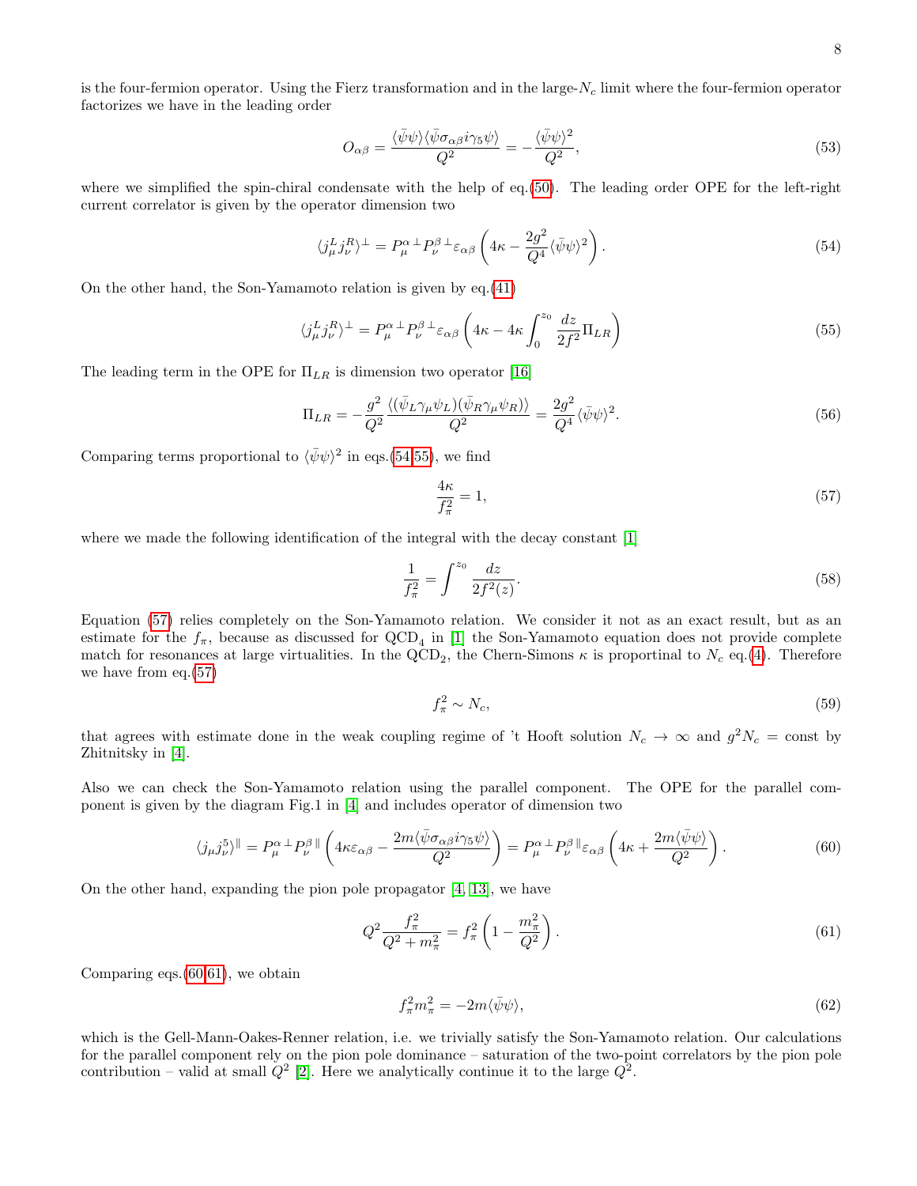is the four-fermion operator. Using the Fierz transformation and in the large-$N_c$ limit where the four-fermion operator factorizes we have in the leading order

$$O_{\alpha\beta} = \frac{\langle\bar{\psi}\psi\rangle\langle\bar{\psi}\sigma_{\alpha\beta}i\gamma_5\psi\rangle}{Q^2} = -\frac{\langle\bar{\psi}\psi\rangle^2}{Q^2}, \tag{53}$$

where we simplified the spin-chiral condensate with the help of eq.(50). The leading order OPE for the left-right current correlator is given by the operator dimension two

$$\langle j^L_\mu j^R_\nu\rangle^\perp = P^{\alpha\,\perp}_\mu P^{\beta\,\perp}_\nu \varepsilon_{\alpha\beta}\left(4\kappa - \frac{2g^2}{Q^4}\langle\bar{\psi}\psi\rangle^2\right). \tag{54}$$

On the other hand, the Son-Yamamoto relation is given by eq.(41)

$$\langle j^L_\mu j^R_\nu\rangle^\perp = P^{\alpha\,\perp}_\mu P^{\beta\,\perp}_\nu \varepsilon_{\alpha\beta}\left(4\kappa - 4\kappa\int_0^{z_0}\frac{dz}{2f^2}\Pi_{LR}\right) \tag{55}$$

The leading term in the OPE for $\Pi_{LR}$ is dimension two operator [16]

$$\Pi_{LR} = -\frac{g^2}{Q^2}\frac{\langle(\bar{\psi}_L\gamma_\mu\psi_L)(\bar{\psi}_R\gamma_\mu\psi_R)\rangle}{Q^2} = \frac{2g^2}{Q^4}\langle\bar{\psi}\psi\rangle^2. \tag{56}$$

Comparing terms proportional to $\langle\bar{\psi}\psi\rangle^2$ in eqs.(54,55), we find

$$\frac{4\kappa}{f_\pi^2} = 1, \tag{57}$$

where we made the following identification of the integral with the decay constant [1]

$$\frac{1}{f_\pi^2} = \int^{z_0}\frac{dz}{2f^2(z)}. \tag{58}$$

Equation (57) relies completely on the Son-Yamamoto relation. We consider it not as an exact result, but as an estimate for the $f_\pi$, because as discussed for QCD$_4$ in [1] the Son-Yamamoto equation does not provide complete match for resonances at large virtualities. In the QCD$_2$, the Chern-Simons $\kappa$ is proportinal to $N_c$ eq.(4). Therefore we have from eq.(57)

$$f_\pi^2 \sim N_c, \tag{59}$$

that agrees with estimate done in the weak coupling regime of 't Hooft solution $N_c \to \infty$ and $g^2 N_c = \text{const}$ by Zhitnitsky in [4].

Also we can check the Son-Yamamoto relation using the parallel component. The OPE for the parallel component is given by the diagram Fig.1 in [4] and includes operator of dimension two

$$\langle j_\mu j^5_\nu\rangle^\parallel = P^{\alpha\,\perp}_\mu P^{\beta\,\parallel}_\nu\left(4\kappa\varepsilon_{\alpha\beta} - \frac{2m\langle\bar{\psi}\sigma_{\alpha\beta}i\gamma_5\psi\rangle}{Q^2}\right) = P^{\alpha\,\perp}_\mu P^{\beta\,\parallel}_\nu \varepsilon_{\alpha\beta}\left(4\kappa + \frac{2m\langle\bar{\psi}\psi\rangle}{Q^2}\right). \tag{60}$$

On the other hand, expanding the pion pole propagator [4, 13], we have

$$Q^2\frac{f_\pi^2}{Q^2+m_\pi^2} = f_\pi^2\left(1 - \frac{m_\pi^2}{Q^2}\right). \tag{61}$$

Comparing eqs.(60,61), we obtain

$$f_\pi^2 m_\pi^2 = -2m\langle\bar{\psi}\psi\rangle, \tag{62}$$

which is the Gell-Mann-Oakes-Renner relation, i.e. we trivially satisfy the Son-Yamamoto relation. Our calculations for the parallel component rely on the pion pole dominance – saturation of the two-point correlators by the pion pole contribution – valid at small $Q^2$ [2]. Here we analytically continue it to the large $Q^2$.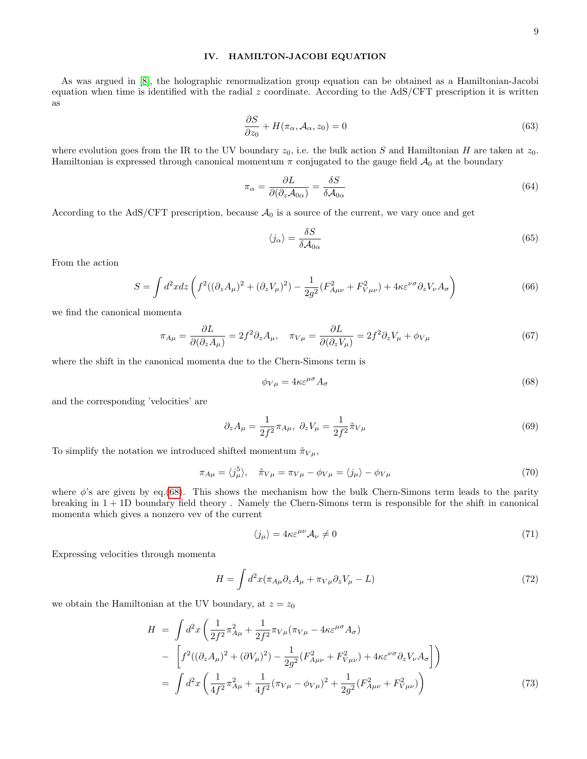## IV. HAMILTON-JACOBI EQUATION

As was argued in [8], the holographic renormalization group equation can be obtained as a Hamiltonian-Jacobi equation when time is identified with the radial $z$ coordinate. According to the AdS/CFT prescription it is written as

$$\frac{\partial S}{\partial z_0} + H(\pi_\alpha, \mathcal{A}_\alpha, z_0) = 0 \tag{63}$$

where evolution goes from the IR to the UV boundary $z_0$, i.e. the bulk action $S$ and Hamiltonian $H$ are taken at $z_0$. Hamiltonian is expressed through canonical momentum $\pi$ conjugated to the gauge field $\mathcal{A}_0$ at the boundary

$$\pi_\alpha = \frac{\partial L}{\partial(\partial_z \mathcal{A}_{0\alpha})} = \frac{\delta S}{\delta \mathcal{A}_{0\alpha}} \tag{64}$$

According to the AdS/CFT prescription, because $\mathcal{A}_0$ is a source of the current, we vary once and get

$$\langle j_\alpha \rangle = \frac{\delta S}{\delta \mathcal{A}_{0\alpha}} \tag{65}$$

From the action

$$S = \int d^2x dz \left( f^2((\partial_z A_\mu)^2 + (\partial_z V_\mu)^2) - \frac{1}{2g^2}(F^2_{A\mu\nu} + F^2_{V\mu\nu}) + 4\kappa \varepsilon^{\nu\sigma} \partial_z V_\nu A_\sigma \right) \tag{66}$$

we find the canonical momenta

$$\pi_{A\mu} = \frac{\partial L}{\partial(\partial_z A_\mu)} = 2f^2 \partial_z A_\mu, \quad \pi_{V\mu} = \frac{\partial L}{\partial(\partial_z V_\mu)} = 2f^2 \partial_z V_\mu + \phi_{V\mu} \tag{67}$$

where the shift in the canonical momenta due to the Chern-Simons term is

$$\phi_{V\mu} = 4\kappa \varepsilon^{\mu\sigma} A_\sigma \tag{68}$$

and the corresponding 'velocities' are

$$\partial_z A_\mu = \frac{1}{2f^2}\pi_{A\mu}, \ \partial_z V_\mu = \frac{1}{2f^2}\tilde{\pi}_{V\mu} \tag{69}$$

To simplify the notation we introduced shifted momentum $\tilde{\pi}_{V\mu}$,

$$\pi_{A\mu} = \langle j^5_\mu \rangle, \quad \tilde{\pi}_{V\mu} = \pi_{V\mu} - \phi_{V\mu} = \langle j_\mu \rangle - \phi_{V\mu} \tag{70}$$

where $\phi$'s are given by eq.(68). This shows the mechanism how the bulk Chern-Simons term leads to the parity breaking in $1+1$D boundary field theory . Namely the Chern-Simons term is responsible for the shift in canonical momenta which gives a nonzero vev of the current

$$\langle j_\mu \rangle = 4\kappa \varepsilon^{\mu\nu} \mathcal{A}_\nu \neq 0 \tag{71}$$

Expressing velocities through momenta

$$H = \int d^2x (\pi_{A\mu} \partial_z A_\mu + \pi_{V\mu} \partial_z V_\mu - L) \tag{72}$$

we obtain the Hamiltonian at the UV boundary, at $z = z_0$

$$\begin{aligned} H &= \int d^2x \Bigg( \frac{1}{2f^2}\pi^2_{A\mu} + \frac{1}{2f^2}\pi_{V\mu}(\pi_{V\mu} - 4\kappa\varepsilon^{\mu\sigma} A_\sigma) \\ &- \left[ f^2((\partial_z A_\mu)^2 + (\partial V_\mu)^2) - \frac{1}{2g^2}(F^2_{A\mu\nu} + F^2_{V\mu\nu}) + 4\kappa\varepsilon^{\nu\sigma}\partial_z V_\nu A_\sigma \right] \Bigg) \\ &= \int d^2x \left( \frac{1}{4f^2}\pi^2_{A\mu} + \frac{1}{4f^2}(\pi_{V\mu} - \phi_{V\mu})^2 + \frac{1}{2g^2}(F^2_{A\mu\nu} + F^2_{V\mu\nu}) \right) \end{aligned} \tag{73}$$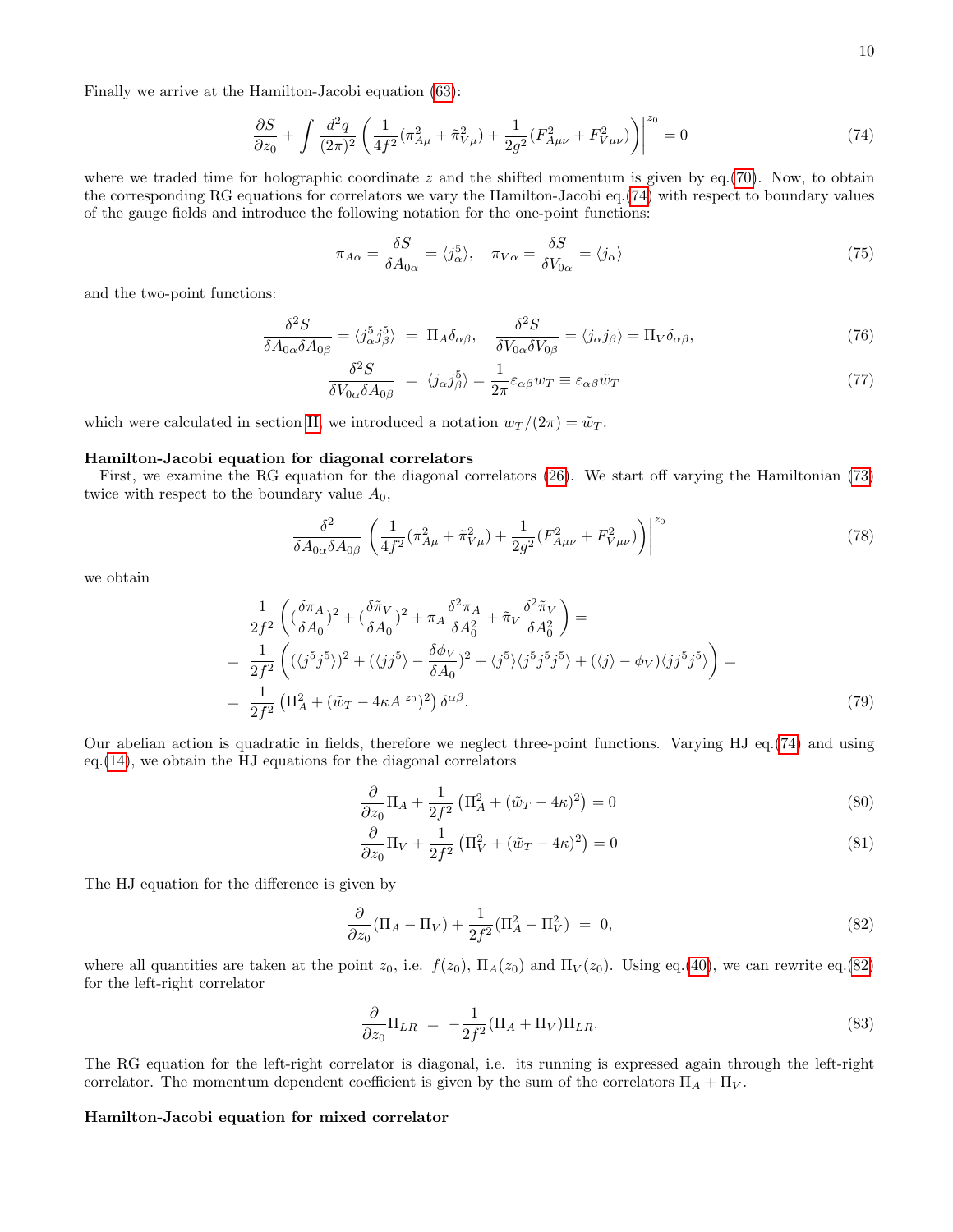Finally we arrive at the Hamilton-Jacobi equation (63):

$$\frac{\partial S}{\partial z_0} + \int \frac{d^2q}{(2\pi)^2}\left(\frac{1}{4f^2}(\pi_{A\mu}^2 + \tilde{\pi}_{V\mu}^2) + \frac{1}{2g^2}(F_{A\mu\nu}^2 + F_{V\mu\nu}^2)\right)\Bigg|^{z_0} = 0 \tag{74}$$

where we traded time for holographic coordinate $z$ and the shifted momentum is given by eq.(70). Now, to obtain the corresponding RG equations for correlators we vary the Hamilton-Jacobi eq.(74) with respect to boundary values of the gauge fields and introduce the following notation for the one-point functions:

$$\pi_{A\alpha} = \frac{\delta S}{\delta A_{0\alpha}} = \langle j^5_\alpha \rangle, \quad \pi_{V\alpha} = \frac{\delta S}{\delta V_{0\alpha}} = \langle j_\alpha \rangle \tag{75}$$

and the two-point functions:

$$\frac{\delta^2 S}{\delta A_{0\alpha}\delta A_{0\beta}} = \langle j^5_\alpha j^5_\beta \rangle \ = \ \Pi_A \delta_{\alpha\beta}, \quad \frac{\delta^2 S}{\delta V_{0\alpha}\delta V_{0\beta}} = \langle j_\alpha j_\beta \rangle = \Pi_V \delta_{\alpha\beta}, \tag{76}$$

$$\frac{\delta^2 S}{\delta V_{0\alpha}\delta A_{0\beta}} \ = \ \langle j_\alpha j^5_\beta \rangle = \frac{1}{2\pi}\varepsilon_{\alpha\beta} w_T \equiv \varepsilon_{\alpha\beta}\tilde{w}_T \tag{77}$$

which were calculated in section II, we introduced a notation $w_T/(2\pi) = \tilde{w}_T$.

**Hamilton-Jacobi equation for diagonal correlators**

First, we examine the RG equation for the diagonal correlators (26). We start off varying the Hamiltonian (73) twice with respect to the boundary value $A_0$,

$$\frac{\delta^2}{\delta A_{0\alpha}\delta A_{0\beta}}\left(\frac{1}{4f^2}(\pi_{A\mu}^2 + \tilde{\pi}_{V\mu}^2) + \frac{1}{2g^2}(F_{A\mu\nu}^2 + F_{V\mu\nu}^2)\right)\Bigg|^{z_0} \tag{78}$$

we obtain

$$\begin{aligned}
&\frac{1}{2f^2}\left((\frac{\delta \pi_A}{\delta A_0})^2 + (\frac{\delta \tilde{\pi}_V}{\delta A_0})^2 + \pi_A \frac{\delta^2 \pi_A}{\delta A_0^2} + \tilde{\pi}_V \frac{\delta^2 \tilde{\pi}_V}{\delta A_0^2}\right) = \\
=\ &\frac{1}{2f^2}\left((\langle j^5 j^5\rangle)^2 + (\langle j j^5\rangle - \frac{\delta \phi_V}{\delta A_0})^2 + \langle j^5\rangle\langle j^5 j^5 j^5\rangle + (\langle j\rangle - \phi_V)\langle j j^5 j^5\rangle\right) = \\
=\ &\frac{1}{2f^2}\left(\Pi_A^2 + (\tilde{w}_T - 4\kappa A|^{z_0})^2\right)\delta^{\alpha\beta}.
\end{aligned} \tag{79}$$

Our abelian action is quadratic in fields, therefore we neglect three-point functions. Varying HJ eq.(74) and using eq.(14), we obtain the HJ equations for the diagonal correlators

$$\frac{\partial}{\partial z_0}\Pi_A + \frac{1}{2f^2}\left(\Pi_A^2 + (\tilde{w}_T - 4\kappa)^2\right) = 0 \tag{80}$$

$$\frac{\partial}{\partial z_0}\Pi_V + \frac{1}{2f^2}\left(\Pi_V^2 + (\tilde{w}_T - 4\kappa)^2\right) = 0 \tag{81}$$

The HJ equation for the difference is given by

$$\frac{\partial}{\partial z_0}(\Pi_A - \Pi_V) + \frac{1}{2f^2}(\Pi_A^2 - \Pi_V^2) \ = \ 0, \tag{82}$$

where all quantities are taken at the point $z_0$, i.e. $f(z_0)$, $\Pi_A(z_0)$ and $\Pi_V(z_0)$. Using eq.(40), we can rewrite eq.(82) for the left-right correlator

$$\frac{\partial}{\partial z_0}\Pi_{LR} \ = \ -\frac{1}{2f^2}(\Pi_A + \Pi_V)\Pi_{LR}. \tag{83}$$

The RG equation for the left-right correlator is diagonal, i.e. its running is expressed again through the left-right correlator. The momentum dependent coefficient is given by the sum of the correlators $\Pi_A + \Pi_V$.

**Hamilton-Jacobi equation for mixed correlator**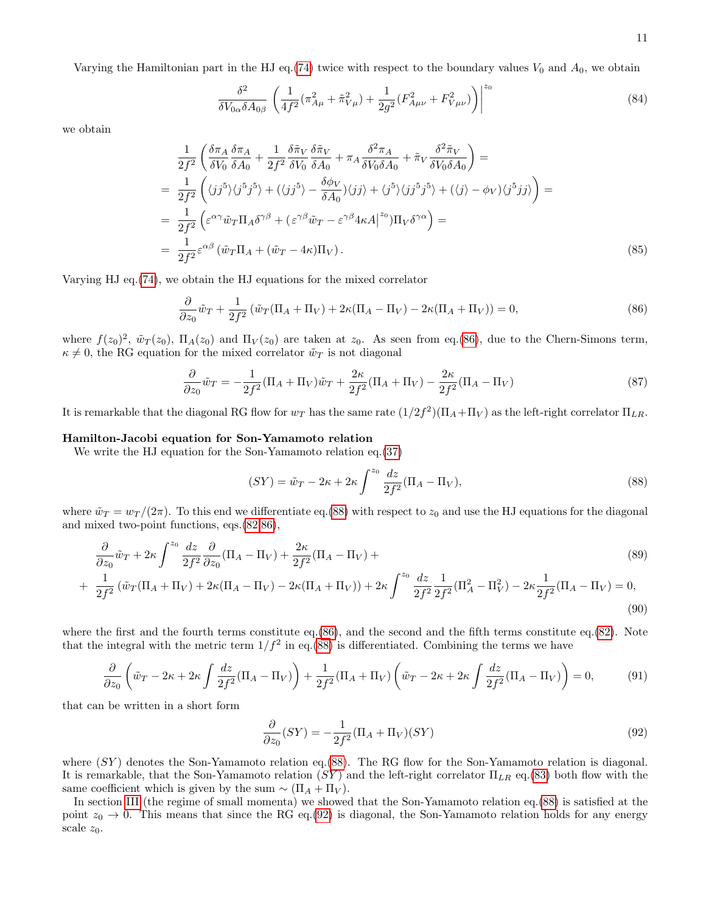Varying the Hamiltonian part in the HJ eq.(74) twice with respect to the boundary values $V_0$ and $A_0$, we obtain

$$\frac{\delta^2}{\delta V_{0\alpha}\delta A_{0\beta}}\left(\frac{1}{4f^2}(\pi^2_{A\mu}+\tilde{\pi}^2_{V\mu})+\frac{1}{2g^2}(F^2_{A\mu\nu}+F^2_{V\mu\nu})\right)\Bigg|^{z_0} \tag{84}$$

we obtain

$$\begin{aligned}
&\frac{1}{2f^2}\left(\frac{\delta\pi_A}{\delta V_0}\frac{\delta\pi_A}{\delta A_0}+\frac{1}{2f^2}\frac{\delta\tilde{\pi}_V}{\delta V_0}\frac{\delta\tilde{\pi}_V}{\delta A_0}+\pi_A\frac{\delta^2\pi_A}{\delta V_0\delta A_0}+\tilde{\pi}_V\frac{\delta^2\tilde{\pi}_V}{\delta V_0\delta A_0}\right)=\\
&=\frac{1}{2f^2}\left(\langle jj^5\rangle\langle j^5j^5\rangle+(\langle jj^5\rangle-\frac{\delta\phi_V}{\delta A_0})\langle jj\rangle+\langle j^5\rangle\langle jj^5j^5\rangle+(\langle j\rangle-\phi_V)\langle j^5jj\rangle\right)=\\
&=\frac{1}{2f^2}\left(\varepsilon^{\alpha\gamma}\tilde{w}_T\Pi_A\delta^{\gamma\beta}+(\varepsilon^{\gamma\beta}\tilde{w}_T-\varepsilon^{\gamma\beta}4\kappa A\big|^{z_0})\Pi_V\delta^{\gamma\alpha}\right)=\\
&=\frac{1}{2f^2}\varepsilon^{\alpha\beta}\left(\tilde{w}_T\Pi_A+(\tilde{w}_T-4\kappa)\Pi_V\right).
\end{aligned} \tag{85}$$

Varying HJ eq.(74), we obtain the HJ equations for the mixed correlator

$$\frac{\partial}{\partial z_0}\tilde{w}_T+\frac{1}{2f^2}\left(\tilde{w}_T(\Pi_A+\Pi_V)+2\kappa(\Pi_A-\Pi_V)-2\kappa(\Pi_A+\Pi_V)\right)=0, \tag{86}$$

where $f(z_0)^2$, $\tilde{w}_T(z_0)$, $\Pi_A(z_0)$ and $\Pi_V(z_0)$ are taken at $z_0$. As seen from eq.(86), due to the Chern-Simons term, $\kappa\neq 0$, the RG equation for the mixed correlator $\tilde{w}_T$ is not diagonal

$$\frac{\partial}{\partial z_0}\tilde{w}_T=-\frac{1}{2f^2}(\Pi_A+\Pi_V)\tilde{w}_T+\frac{2\kappa}{2f^2}(\Pi_A+\Pi_V)-\frac{2\kappa}{2f^2}(\Pi_A-\Pi_V) \tag{87}$$

It is remarkable that the diagonal RG flow for $w_T$ has the same rate $(1/2f^2)(\Pi_A+\Pi_V)$ as the left-right correlator $\Pi_{LR}$.

**Hamilton-Jacobi equation for Son-Yamamoto relation**

We write the HJ equation for the Son-Yamamoto relation eq.(37)

$$(SY)=\tilde{w}_T-2\kappa+2\kappa\int^{z_0}\frac{dz}{2f^2}(\Pi_A-\Pi_V), \tag{88}$$

where $\tilde{w}_T=w_T/(2\pi)$. To this end we differentiate eq.(88) with respect to $z_0$ and use the HJ equations for the diagonal and mixed two-point functions, eqs.(82,86),

$$\frac{\partial}{\partial z_0}\tilde{w}_T+2\kappa\int^{z_0}\frac{dz}{2f^2}\frac{\partial}{\partial z_0}(\Pi_A-\Pi_V)+\frac{2\kappa}{2f^2}(\Pi_A-\Pi_V)+ \tag{89}$$

$$+\ \frac{1}{2f^2}\left(\tilde{w}_T(\Pi_A+\Pi_V)+2\kappa(\Pi_A-\Pi_V)-2\kappa(\Pi_A+\Pi_V)\right)+2\kappa\int^{z_0}\frac{dz}{2f^2}\frac{1}{2f^2}(\Pi_A^2-\Pi_V^2)-2\kappa\frac{1}{2f^2}(\Pi_A-\Pi_V)=0, \tag{90}$$

where the first and the fourth terms constitute eq.(86), and the second and the fifth terms constitute eq.(82). Note that the integral with the metric term $1/f^2$ in eq.(88) is differentiated. Combining the terms we have

$$\frac{\partial}{\partial z_0}\left(\tilde{w}_T-2\kappa+2\kappa\int\frac{dz}{2f^2}(\Pi_A-\Pi_V)\right)+\frac{1}{2f^2}(\Pi_A+\Pi_V)\left(\tilde{w}_T-2\kappa+2\kappa\int\frac{dz}{2f^2}(\Pi_A-\Pi_V)\right)=0, \tag{91}$$

that can be written in a short form

$$\frac{\partial}{\partial z_0}(SY)=-\frac{1}{2f^2}(\Pi_A+\Pi_V)(SY) \tag{92}$$

where $(SY)$ denotes the Son-Yamamoto relation eq.(88). The RG flow for the Son-Yamamoto relation is diagonal. It is remarkable, that the Son-Yamamoto relation $(SY)$ and the left-right correlator $\Pi_{LR}$ eq.(83) both flow with the same coefficient which is given by the sum $\sim(\Pi_A+\Pi_V)$.

In section III (the regime of small momenta) we showed that the Son-Yamamoto relation eq.(88) is satisfied at the point $z_0\to 0$. This means that since the RG eq.(92) is diagonal, the Son-Yamamoto relation holds for any energy scale $z_0$.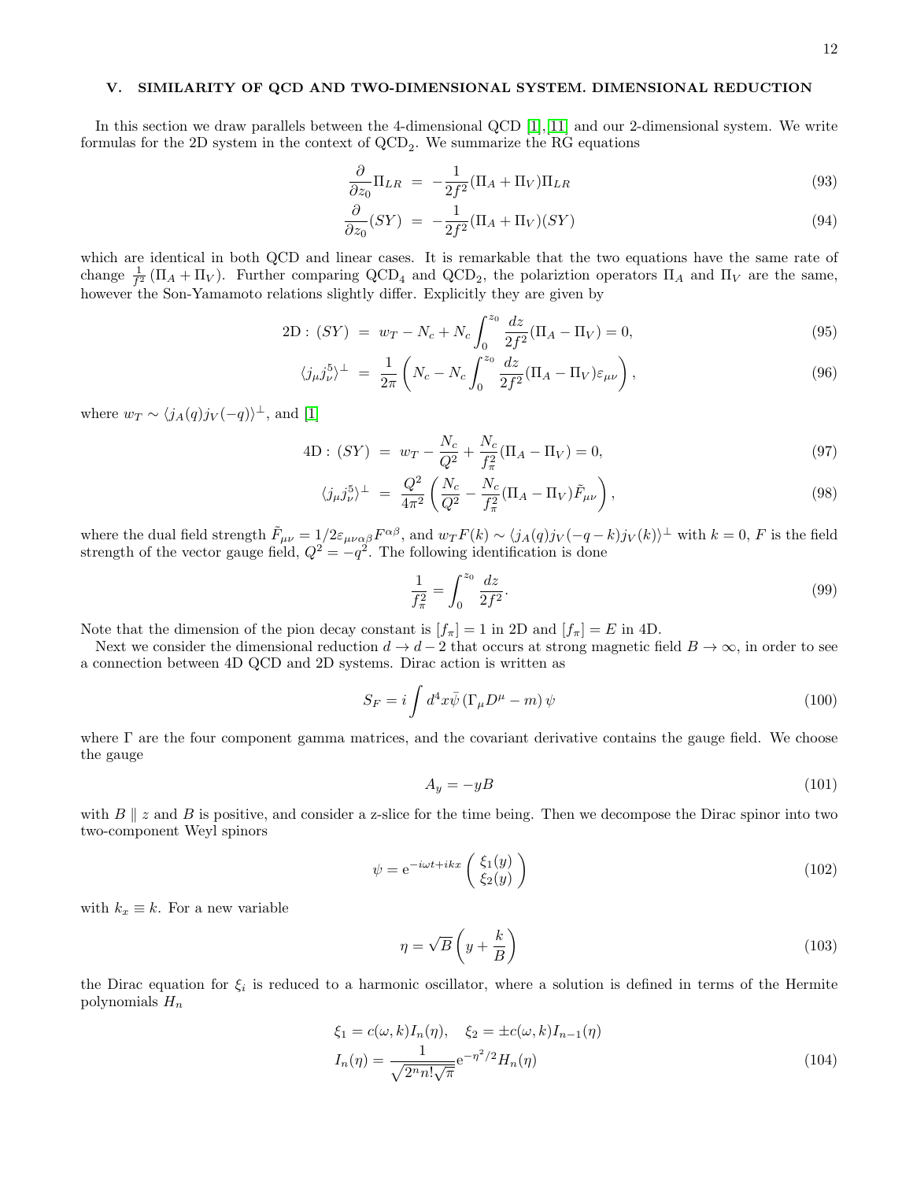## V. SIMILARITY OF QCD AND TWO-DIMENSIONAL SYSTEM. DIMENSIONAL REDUCTION

In this section we draw parallels between the 4-dimensional QCD [1],[11] and our 2-dimensional system. We write formulas for the 2D system in the context of $\text{QCD}_2$. We summarize the RG equations

$$\frac{\partial}{\partial z_0}\Pi_{LR} \;=\; -\frac{1}{2f^2}(\Pi_A+\Pi_V)\Pi_{LR} \tag{93}$$

$$\frac{\partial}{\partial z_0}(SY) \;=\; -\frac{1}{2f^2}(\Pi_A+\Pi_V)(SY) \tag{94}$$

which are identical in both QCD and linear cases. It is remarkable that the two equations have the same rate of change $\frac{1}{f^2}(\Pi_A+\Pi_V)$. Further comparing $\text{QCD}_4$ and $\text{QCD}_2$, the polariztion operators $\Pi_A$ and $\Pi_V$ are the same, however the Son-Yamamoto relations slightly differ. Explicitly they are given by

$$2\text{D}: \, (SY) \;=\; w_T - N_c + N_c\int_0^{z_0}\frac{dz}{2f^2}(\Pi_A-\Pi_V) = 0, \tag{95}$$

$$\langle j_\mu j_\nu^5\rangle^\perp \;=\; \frac{1}{2\pi}\left(N_c - N_c\int_0^{z_0}\frac{dz}{2f^2}(\Pi_A-\Pi_V)\varepsilon_{\mu\nu}\right), \tag{96}$$

where $w_T \sim \langle j_A(q)j_V(-q)\rangle^\perp$, and [1]

$$4\text{D}: \, (SY) \;=\; w_T - \frac{N_c}{Q^2} + \frac{N_c}{f_\pi^2}(\Pi_A-\Pi_V) = 0, \tag{97}$$

$$\langle j_\mu j_\nu^5\rangle^\perp \;=\; \frac{Q^2}{4\pi^2}\left(\frac{N_c}{Q^2} - \frac{N_c}{f_\pi^2}(\Pi_A-\Pi_V)\tilde{F}_{\mu\nu}\right), \tag{98}$$

where the dual field strength $\tilde{F}_{\mu\nu} = 1/2\varepsilon_{\mu\nu\alpha\beta}F^{\alpha\beta}$, and $w_T F(k) \sim \langle j_A(q)j_V(-q-k)j_V(k)\rangle^\perp$ with $k=0$, $F$ is the field strength of the vector gauge field, $Q^2=-q^2$. The following identification is done

$$\frac{1}{f_\pi^2} = \int_0^{z_0}\frac{dz}{2f^2}. \tag{99}$$

Note that the dimension of the pion decay constant is $[f_\pi]=1$ in 2D and $[f_\pi]=E$ in 4D.

Next we consider the dimensional reduction $d\to d-2$ that occurs at strong magnetic field $B\to\infty$, in order to see a connection between 4D QCD and 2D systems. Dirac action is written as

$$S_F = i\int d^4x\bar{\psi}\left(\Gamma_\mu D^\mu - m\right)\psi \tag{100}$$

where $\Gamma$ are the four component gamma matrices, and the covariant derivative contains the gauge field. We choose the gauge

$$A_y = -yB \tag{101}$$

with $B \parallel z$ and $B$ is positive, and consider a z-slice for the time being. Then we decompose the Dirac spinor into two two-component Weyl spinors

$$\psi = \mathrm{e}^{-i\omega t + ikx}\begin{pmatrix}\xi_1(y)\\ \xi_2(y)\end{pmatrix} \tag{102}$$

with $k_x \equiv k$. For a new variable

$$\eta = \sqrt{B}\left(y+\frac{k}{B}\right) \tag{103}$$

the Dirac equation for $\xi_i$ is reduced to a harmonic oscillator, where a solution is defined in terms of the Hermite polynomials $H_n$

$$\xi_1 = c(\omega,k)I_n(\eta), \quad \xi_2 = \pm c(\omega,k)I_{n-1}(\eta)$$
$$I_n(\eta) = \frac{1}{\sqrt{2^n n!\sqrt{\pi}}}\mathrm{e}^{-\eta^2/2}H_n(\eta) \tag{104}$$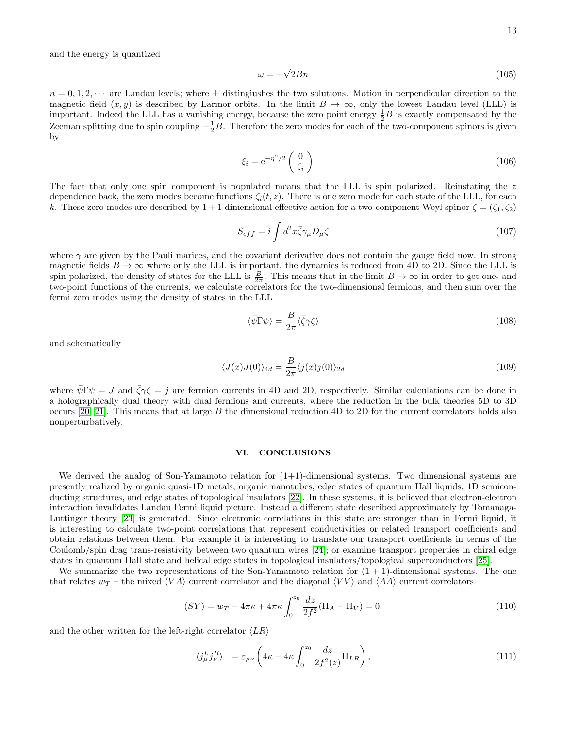and the energy is quantized

$$\omega = \pm\sqrt{2Bn} \tag{105}$$

$n = 0, 1, 2, \cdots$ are Landau levels; where $\pm$ distingiushes the two solutions. Motion in perpendicular direction to the magnetic field $(x, y)$ is described by Larmor orbits. In the limit $B \to \infty$, only the lowest Landau level (LLL) is important. Indeed the LLL has a vanishing energy, because the zero point energy $\frac{1}{2}B$ is exactly compensated by the Zeeman splitting due to spin coupling $-\frac{1}{2}B$. Therefore the zero modes for each of the two-component spinors is given by

$$\xi_i = \mathrm{e}^{-\eta^2/2} \begin{pmatrix} 0 \\ \zeta_i \end{pmatrix} \tag{106}$$

The fact that only one spin component is populated means that the LLL is spin polarized. Reinstating the $z$ dependence back, the zero modes become functions $\zeta_i(t, z)$. There is one zero mode for each state of the LLL, for each $k$. These zero modes are described by $1+1$-dimensional effective action for a two-component Weyl spinor $\zeta = (\zeta_1, \zeta_2)$

$$S_{eff} = i \int d^2x \bar{\zeta} \gamma_\mu D_\mu \zeta \tag{107}$$

where $\gamma$ are given by the Pauli marices, and the covariant derivative does not contain the gauge field now. In strong magnetic fields $B \to \infty$ where only the LLL is important, the dynamics is reduced from 4D to 2D. Since the LLL is spin polarized, the density of states for the LLL is $\frac{B}{2\pi}$. This means that in the limit $B \to \infty$ in order to get one- and two-point functions of the currents, we calculate correlators for the two-dimensional fermions, and then sum over the fermi zero modes using the density of states in the LLL

$$\langle \bar{\psi} \Gamma \psi \rangle = \frac{B}{2\pi} \langle \bar{\zeta} \gamma \zeta \rangle \tag{108}$$

and schematically

$$\langle J(x) J(0) \rangle_{4d} = \frac{B}{2\pi} \langle j(x) j(0) \rangle_{2d} \tag{109}$$

where $\bar{\psi}\Gamma\psi = J$ and $\bar{\zeta}\gamma\zeta = j$ are fermion currents in 4D and 2D, respectively. Similar calculations can be done in a holographically dual theory with dual fermions and currents, where the reduction in the bulk theories 5D to 3D occurs [20, 21]. This means that at large $B$ the dimensional reduction 4D to 2D for the current correlators holds also nonperturbatively.

## VI. CONCLUSIONS

We derived the analog of Son-Yamamoto relation for (1+1)-dimensional systems. Two dimensional systems are presently realized by organic quasi-1D metals, organic nanotubes, edge states of quantum Hall liquids, 1D semiconducting structures, and edge states of topological insulators [22]. In these systems, it is believed that electron-electron interaction invalidates Landau Fermi liquid picture. Instead a different state described approximately by Tomanaga-Luttinger theory [23] is generated. Since electronic correlations in this state are stronger than in Fermi liquid, it is interesting to calculate two-point correlations that represent conductivities or related transport coefficients and obtain relations between them. For example it is interesting to translate our transport coefficients in terms of the Coulomb/spin drag trans-resistivity between two quantum wires [24]; or examine transport properties in chiral edge states in quantum Hall state and helical edge states in topological insulators/topological superconductors [25].

We summarize the two representations of the Son-Yamamoto relation for $(1+1)$-dimensional systems. The one that relates $w_T$ – the mixed $\langle VA \rangle$ current correlator and the diagonal $\langle VV \rangle$ and $\langle AA \rangle$ current correlators

$$(SY) = w_T - 4\pi\kappa + 4\pi\kappa \int_0^{z_0} \frac{dz}{2f^2} (\Pi_A - \Pi_V) = 0, \tag{110}$$

and the other written for the left-right correlator $\langle LR \rangle$

$$\langle j_\mu^L j_\nu^R \rangle^\perp = \varepsilon_{\mu\nu} \left( 4\kappa - 4\kappa \int_0^{z_0} \frac{dz}{2f^2(z)} \Pi_{LR} \right), \tag{111}$$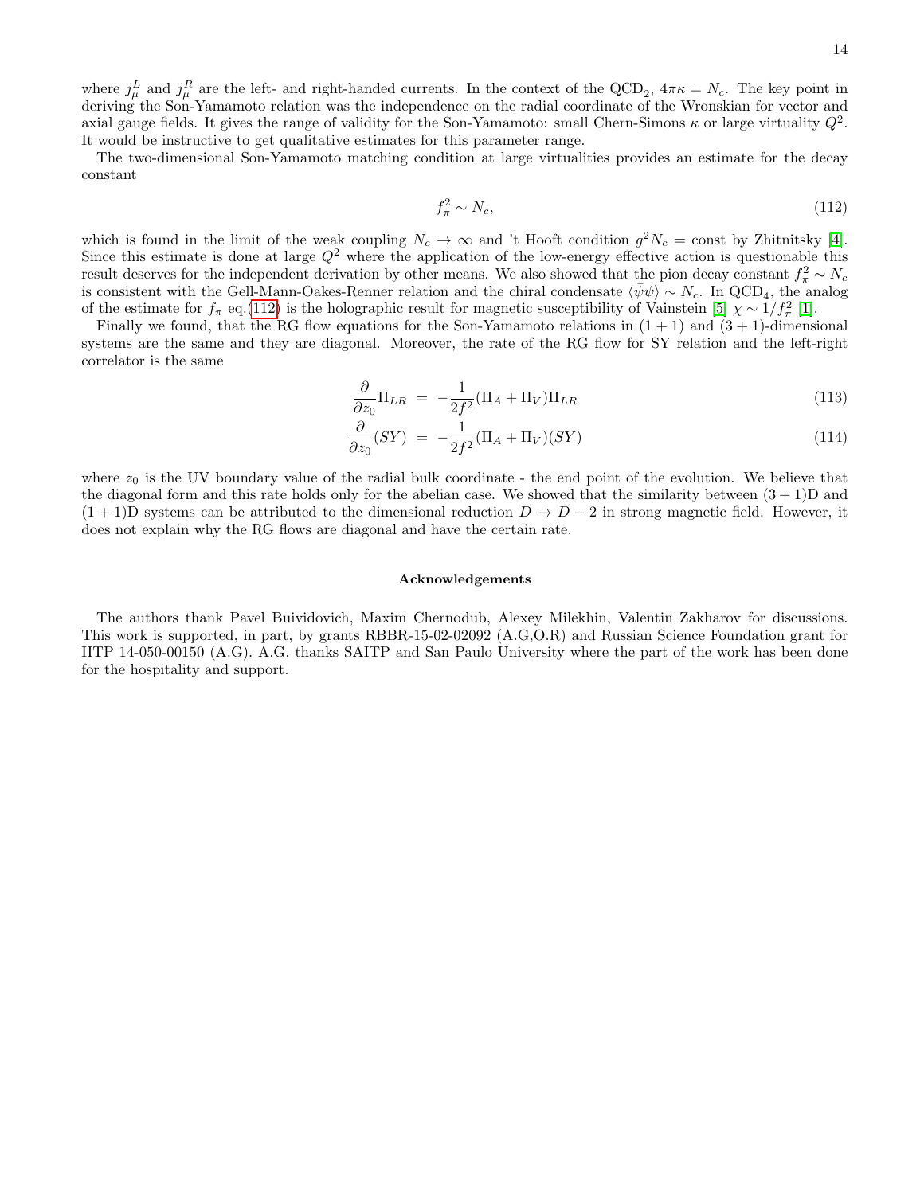where $j^L_\mu$ and $j^R_\mu$ are the left- and right-handed currents. In the context of the QCD$_2$, $4\pi\kappa = N_c$. The key point in deriving the Son-Yamamoto relation was the independence on the radial coordinate of the Wronskian for vector and axial gauge fields. It gives the range of validity for the Son-Yamamoto: small Chern-Simons $\kappa$ or large virtuality $Q^2$. It would be instructive to get qualitative estimates for this parameter range.

The two-dimensional Son-Yamamoto matching condition at large virtualities provides an estimate for the decay constant

$$f_\pi^2 \sim N_c, \tag{112}$$

which is found in the limit of the weak coupling $N_c \to \infty$ and 't Hooft condition $g^2 N_c = \text{const}$ by Zhitnitsky [4]. Since this estimate is done at large $Q^2$ where the application of the low-energy effective action is questionable this result deserves for the independent derivation by other means. We also showed that the pion decay constant $f_\pi^2 \sim N_c$ is consistent with the Gell-Mann-Oakes-Renner relation and the chiral condensate $\langle\bar\psi\psi\rangle \sim N_c$. In QCD$_4$, the analog of the estimate for $f_\pi$ eq.(112) is the holographic result for magnetic susceptibility of Vainstein [5] $\chi \sim 1/f_\pi^2$ [1].

Finally we found, that the RG flow equations for the Son-Yamamoto relations in $(1+1)$ and $(3+1)$-dimensional systems are the same and they are diagonal. Moreover, the rate of the RG flow for SY relation and the left-right correlator is the same

$$\frac{\partial}{\partial z_0}\Pi_{LR} = -\frac{1}{2f^2}(\Pi_A + \Pi_V)\Pi_{LR} \tag{113}$$

$$\frac{\partial}{\partial z_0}(SY) = -\frac{1}{2f^2}(\Pi_A + \Pi_V)(SY) \tag{114}$$

where $z_0$ is the UV boundary value of the radial bulk coordinate - the end point of the evolution. We believe that the diagonal form and this rate holds only for the abelian case. We showed that the similarity between $(3+1)$D and $(1+1)$D systems can be attributed to the dimensional reduction $D \to D-2$ in strong magnetic field. However, it does not explain why the RG flows are diagonal and have the certain rate.

### Acknowledgements

The authors thank Pavel Buividovich, Maxim Chernodub, Alexey Milekhin, Valentin Zakharov for discussions. This work is supported, in part, by grants RBBR-15-02-02092 (A.G,O.R) and Russian Science Foundation grant for IITP 14-050-00150 (A.G). A.G. thanks SAITP and San Paulo University where the part of the work has been done for the hospitality and support.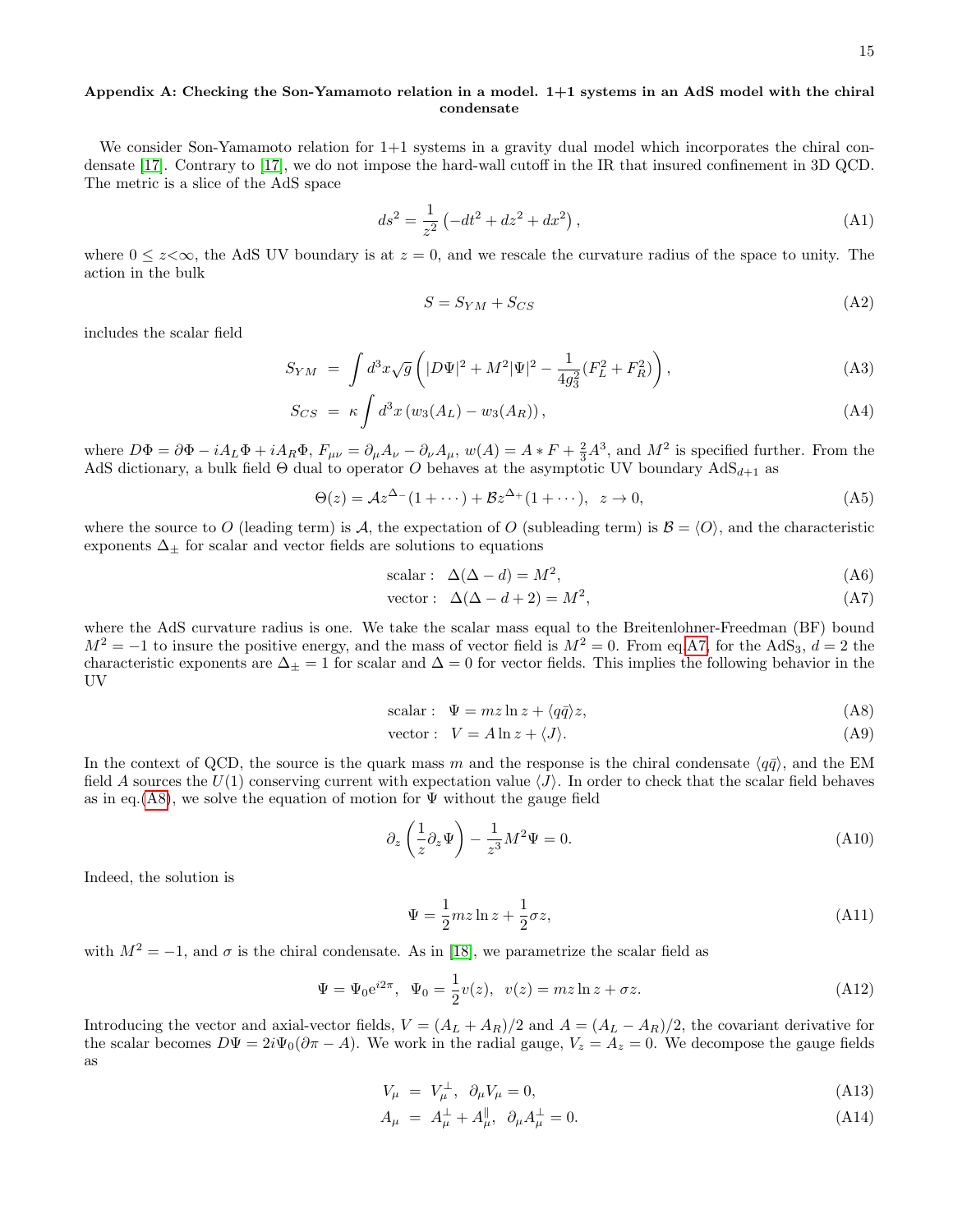### Appendix A: Checking the Son-Yamamoto relation in a model. 1+1 systems in an AdS model with the chiral condensate

We consider Son-Yamamoto relation for 1+1 systems in a gravity dual model which incorporates the chiral condensate [17]. Contrary to [17], we do not impose the hard-wall cutoff in the IR that insured confinement in 3D QCD. The metric is a slice of the AdS space

$$ds^2 = \frac{1}{z^2}\left(-dt^2 + dz^2 + dx^2\right), \tag{A1}$$

where $0 \leq z < \infty$, the AdS UV boundary is at $z = 0$, and we rescale the curvature radius of the space to unity. The action in the bulk

$$S = S_{YM} + S_{CS} \tag{A2}$$

includes the scalar field

$$S_{YM} = \int d^3x \sqrt{g}\left(|D\Psi|^2 + M^2|\Psi|^2 - \frac{1}{4g_3^2}(F_L^2 + F_R^2)\right), \tag{A3}$$

$$S_{CS} = \kappa \int d^3x \left(w_3(A_L) - w_3(A_R)\right), \tag{A4}$$

where $D\Phi = \partial\Phi - iA_L\Phi + iA_R\Phi$, $F_{\mu\nu} = \partial_\mu A_\nu - \partial_\nu A_\mu$, $w(A) = A * F + \frac{2}{3}A^3$, and $M^2$ is specified further. From the AdS dictionary, a bulk field $\Theta$ dual to operator $O$ behaves at the asymptotic UV boundary AdS$_{d+1}$ as

$$\Theta(z) = \mathcal{A}z^{\Delta_-}(1 + \cdots) + \mathcal{B}z^{\Delta_+}(1 + \cdots), \quad z \to 0, \tag{A5}$$

where the source to $O$ (leading term) is $\mathcal{A}$, the expectation of $O$ (subleading term) is $\mathcal{B} = \langle O \rangle$, and the characteristic exponents $\Delta_\pm$ for scalar and vector fields are solutions to equations

$$\text{scalar}: \quad \Delta(\Delta - d) = M^2, \tag{A6}$$

$$\text{vector}: \quad \Delta(\Delta - d + 2) = M^2, \tag{A7}$$

where the AdS curvature radius is one. We take the scalar mass equal to the Breitenlohner-Freedman (BF) bound $M^2 = -1$ to insure the positive energy, and the mass of vector field is $M^2 = 0$. From eq.A7, for the AdS$_3$, $d = 2$ the characteristic exponents are $\Delta_\pm = 1$ for scalar and $\Delta = 0$ for vector fields. This implies the following behavior in the UV

$$\text{scalar}: \quad \Psi = mz\ln z + \langle q\bar{q}\rangle z, \tag{A8}$$

$$\text{vector}: \quad V = A\ln z + \langle J \rangle. \tag{A9}$$

In the context of QCD, the source is the quark mass $m$ and the response is the chiral condensate $\langle q\bar{q}\rangle$, and the EM field $A$ sources the $U(1)$ conserving current with expectation value $\langle J \rangle$. In order to check that the scalar field behaves as in eq.(A8), we solve the equation of motion for $\Psi$ without the gauge field

$$\partial_z\left(\frac{1}{z}\partial_z\Psi\right) - \frac{1}{z^3}M^2\Psi = 0. \tag{A10}$$

Indeed, the solution is

$$\Psi = \frac{1}{2}mz\ln z + \frac{1}{2}\sigma z, \tag{A11}$$

with $M^2 = -1$, and $\sigma$ is the chiral condensate. As in [18], we parametrize the scalar field as

$$\Psi = \Psi_0 e^{i2\pi}, \quad \Psi_0 = \frac{1}{2}v(z), \quad v(z) = mz\ln z + \sigma z. \tag{A12}$$

Introducing the vector and axial-vector fields, $V = (A_L + A_R)/2$ and $A = (A_L - A_R)/2$, the covariant derivative for the scalar becomes $D\Psi = 2i\Psi_0(\partial\pi - A)$. We work in the radial gauge, $V_z = A_z = 0$. We decompose the gauge fields as

$$V_\mu = V_\mu^\perp, \quad \partial_\mu V_\mu = 0, \tag{A13}$$

$$A_\mu = A_\mu^\perp + A_\mu^\parallel, \quad \partial_\mu A_\mu^\perp = 0. \tag{A14}$$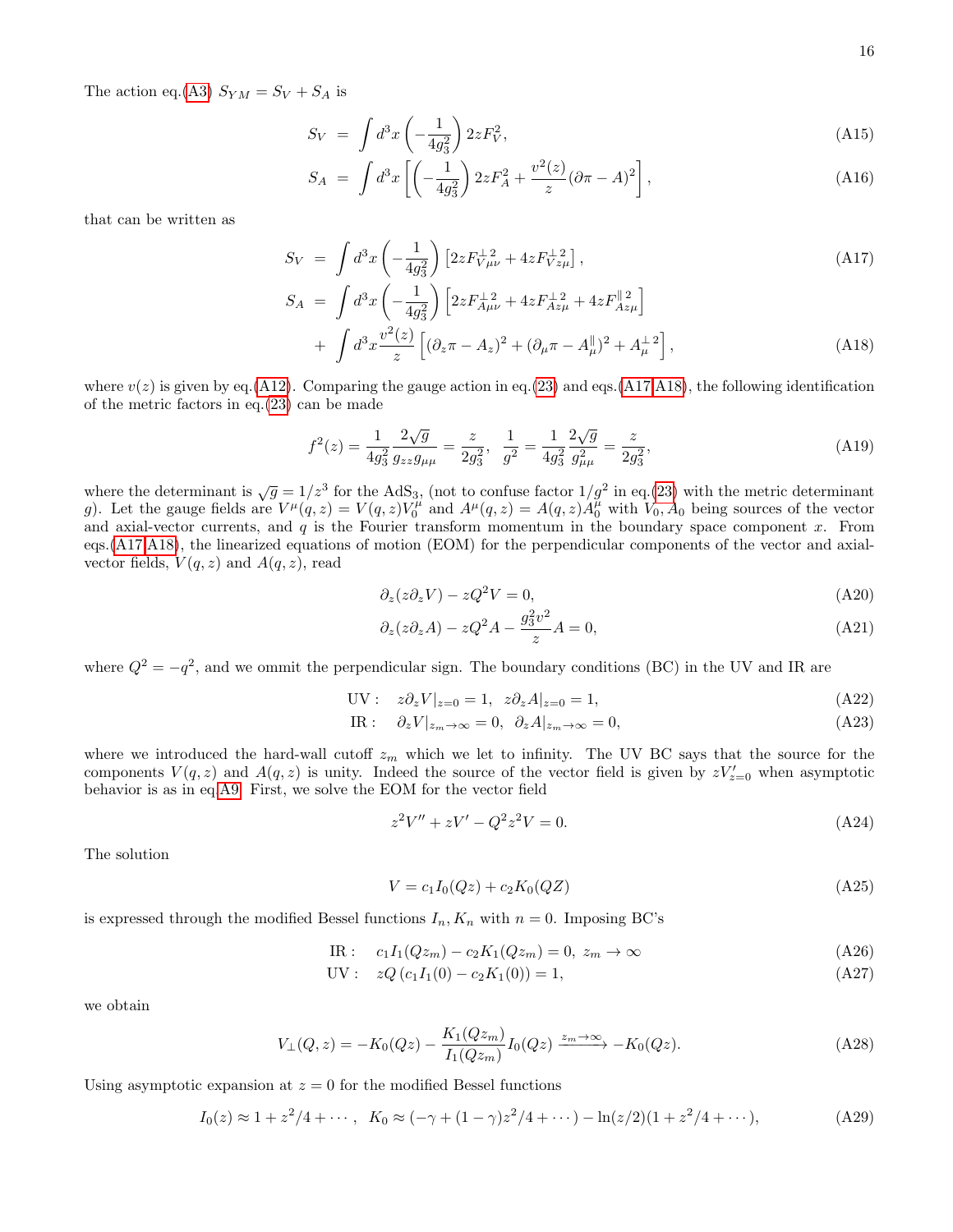The action eq.(A3) $S_{YM} = S_V + S_A$ is

$$S_V = \int d^3x \left(-\frac{1}{4g_3^2}\right) 2zF_V^2, \tag{A15}$$

$$S_A = \int d^3x \left[\left(-\frac{1}{4g_3^2}\right) 2zF_A^2 + \frac{v^2(z)}{z}(\partial\pi - A)^2\right], \tag{A16}$$

that can be written as

$$S_V = \int d^3x \left(-\frac{1}{4g_3^2}\right)\left[2zF_{V\mu\nu}^{\perp\,2} + 4zF_{Vz\mu}^{\perp\,2}\right], \tag{A17}$$

$$\begin{aligned} S_A &= \int d^3x \left(-\frac{1}{4g_3^2}\right)\left[2zF_{A\mu\nu}^{\perp\,2} + 4zF_{Az\mu}^{\perp\,2} + 4zF_{Az\mu}^{\parallel\,2}\right] \\ &+ \int d^3x \frac{v^2(z)}{z}\left[(\partial_z\pi - A_z)^2 + (\partial_\mu\pi - A_\mu^{\parallel})^2 + A_\mu^{\perp\,2}\right], \end{aligned} \tag{A18}$$

where $v(z)$ is given by eq.(A12). Comparing the gauge action in eq.(23) and eqs.(A17,A18), the following identification of the metric factors in eq.(23) can be made

$$f^2(z) = \frac{1}{4g_3^2}\frac{2\sqrt{g}}{g_{zz}g_{\mu\mu}} = \frac{z}{2g_3^2}, \quad \frac{1}{g^2} = \frac{1}{4g_3^2}\frac{2\sqrt{g}}{g_{\mu\mu}^2} = \frac{z}{2g_3^2}, \tag{A19}$$

where the determinant is $\sqrt{g} = 1/z^3$ for the AdS$_3$, (not to confuse factor $1/g^2$ in eq.(23) with the metric determinant $g$). Let the gauge fields are $V^\mu(q,z) = V(q,z)V_0^\mu$ and $A^\mu(q,z) = A(q,z)A_0^\mu$ with $V_0, A_0$ being sources of the vector and axial-vector currents, and $q$ is the Fourier transform momentum in the boundary space component $x$. From eqs.(A17,A18), the linearized equations of motion (EOM) for the perpendicular components of the vector and axial-vector fields, $V(q,z)$ and $A(q,z)$, read

$$\partial_z(z\partial_z V) - zQ^2 V = 0, \tag{A20}$$

$$\partial_z(z\partial_z A) - zQ^2 A - \frac{g_3^2 v^2}{z}A = 0, \tag{A21}$$

where $Q^2 = -q^2$, and we ommit the perpendicular sign. The boundary conditions (BC) in the UV and IR are

$$\text{UV}: \quad z\partial_z V|_{z=0} = 1, \;\; z\partial_z A|_{z=0} = 1, \tag{A22}$$

$$\text{IR}: \quad \partial_z V|_{z_m\to\infty} = 0, \;\; \partial_z A|_{z_m\to\infty} = 0, \tag{A23}$$

where we introduced the hard-wall cutoff $z_m$ which we let to infinity. The UV BC says that the source for the components $V(q,z)$ and $A(q,z)$ is unity. Indeed the source of the vector field is given by $zV'_{z=0}$ when asymptotic behavior is as in eq.A9. First, we solve the EOM for the vector field

$$z^2V'' + zV' - Q^2z^2V = 0. \tag{A24}$$

The solution

$$V = c_1 I_0(Qz) + c_2 K_0(QZ) \tag{A25}$$

is expressed through the modified Bessel functions $I_n, K_n$ with $n = 0$. Imposing BC's

$$\text{IR}: \quad c_1 I_1(Qz_m) - c_2 K_1(Qz_m) = 0, \; z_m \to \infty \tag{A26}$$

$$\text{UV}: \quad zQ\left(c_1 I_1(0) - c_2 K_1(0)\right) = 1, \tag{A27}$$

we obtain

$$V_\perp(Q,z) = -K_0(Qz) - \frac{K_1(Qz_m)}{I_1(Qz_m)}I_0(Qz) \xrightarrow{z_m\to\infty} -K_0(Qz). \tag{A28}$$

Using asymptotic expansion at $z = 0$ for the modified Bessel functions

$$I_0(z) \approx 1 + z^2/4 + \cdots, \;\; K_0 \approx (-\gamma + (1-\gamma)z^2/4 + \cdots) - \ln(z/2)(1 + z^2/4 + \cdots), \tag{A29}$$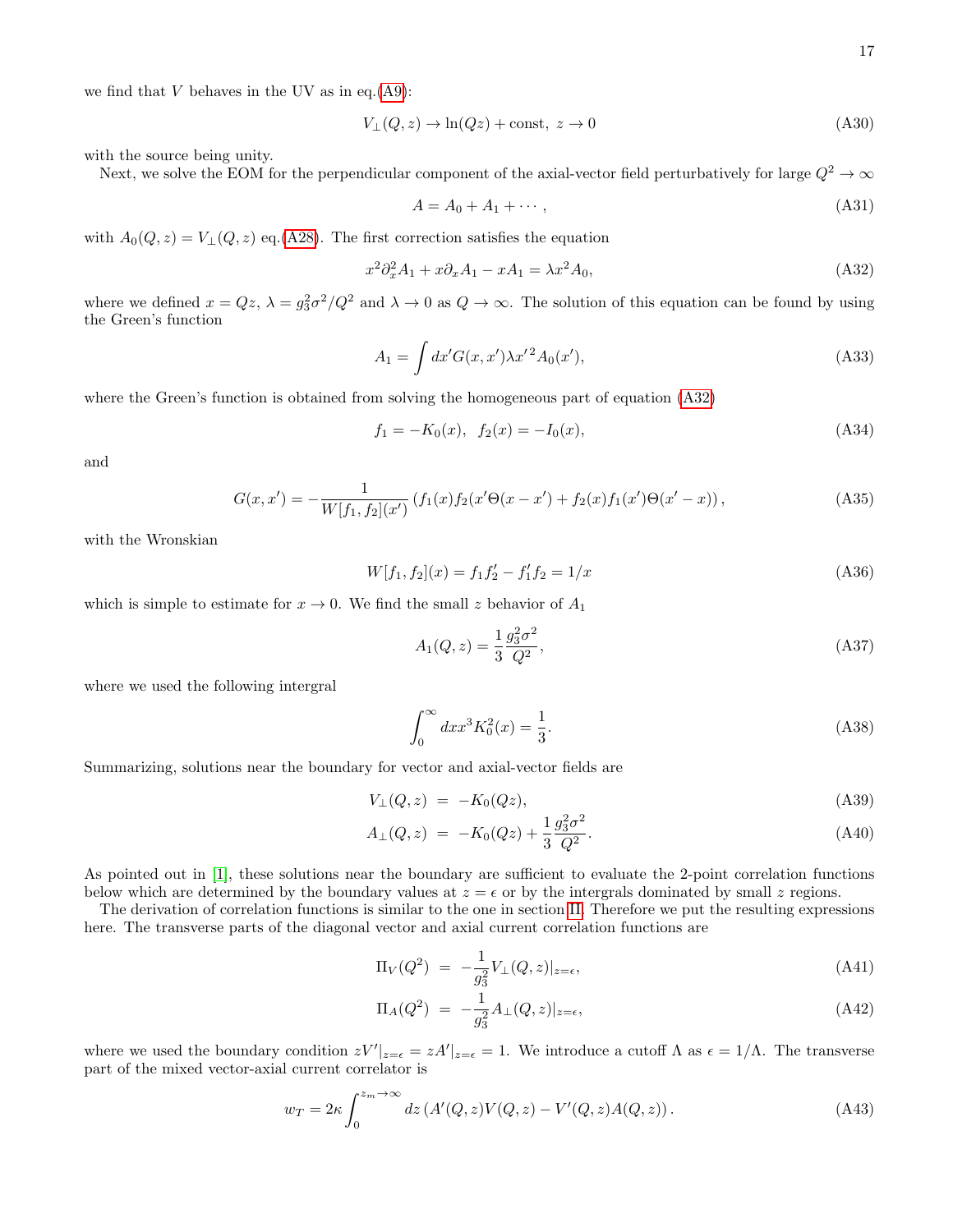we find that $V$ behaves in the UV as in eq.(A9):

$$V_\perp(Q,z) \to \ln(Qz) + \text{const},\ z \to 0 \tag{A30}$$

with the source being unity.

Next, we solve the EOM for the perpendicular component of the axial-vector field perturbatively for large $Q^2 \to \infty$

$$A = A_0 + A_1 + \cdots, \tag{A31}$$

with $A_0(Q,z) = V_\perp(Q,z)$ eq.(A28). The first correction satisfies the equation

$$x^2\partial_x^2 A_1 + x\partial_x A_1 - xA_1 = \lambda x^2 A_0, \tag{A32}$$

where we defined $x = Qz$, $\lambda = g_3^2\sigma^2/Q^2$ and $\lambda \to 0$ as $Q \to \infty$. The solution of this equation can be found by using the Green's function

$$A_1 = \int dx' G(x,x')\lambda x'^2 A_0(x'), \tag{A33}$$

where the Green's function is obtained from solving the homogeneous part of equation (A32)

$$f_1 = -K_0(x),\ \ f_2(x) = -I_0(x), \tag{A34}$$

and

$$G(x,x') = -\frac{1}{W[f_1,f_2](x')}\left(f_1(x)f_2(x'\Theta(x-x') + f_2(x)f_1(x')\Theta(x'-x)\right), \tag{A35}$$

with the Wronskian

$$W[f_1,f_2](x) = f_1 f_2' - f_1' f_2 = 1/x \tag{A36}$$

which is simple to estimate for $x \to 0$. We find the small $z$ behavior of $A_1$

$$A_1(Q,z) = \frac{1}{3}\frac{g_3^2\sigma^2}{Q^2}, \tag{A37}$$

where we used the following intergral

$$\int_0^\infty dx x^3 K_0^2(x) = \frac{1}{3}. \tag{A38}$$

Summarizing, solutions near the boundary for vector and axial-vector fields are

$$V_\perp(Q,z) \ = \ -K_0(Qz), \tag{A39}$$

$$A_\perp(Q,z) \ = \ -K_0(Qz) + \frac{1}{3}\frac{g_3^2\sigma^2}{Q^2}. \tag{A40}$$

As pointed out in [1], these solutions near the boundary are sufficient to evaluate the 2-point correlation functions below which are determined by the boundary values at $z=\epsilon$ or by the intergrals dominated by small $z$ regions.

The derivation of correlation functions is similar to the one in section II. Therefore we put the resulting expressions here. The transverse parts of the diagonal vector and axial current correlation functions are

$$\Pi_V(Q^2) \ = \ -\frac{1}{g_3^2}V_\perp(Q,z)|_{z=\epsilon}, \tag{A41}$$

$$\Pi_A(Q^2) \ = \ -\frac{1}{g_3^2}A_\perp(Q,z)|_{z=\epsilon}, \tag{A42}$$

where we used the boundary condition $zV'|_{z=\epsilon} = zA'|_{z=\epsilon} = 1$. We introduce a cutoff $\Lambda$ as $\epsilon = 1/\Lambda$. The transverse part of the mixed vector-axial current correlator is

$$w_T = 2\kappa \int_0^{z_m\to\infty} dz\left(A'(Q,z)V(Q,z) - V'(Q,z)A(Q,z)\right). \tag{A43}$$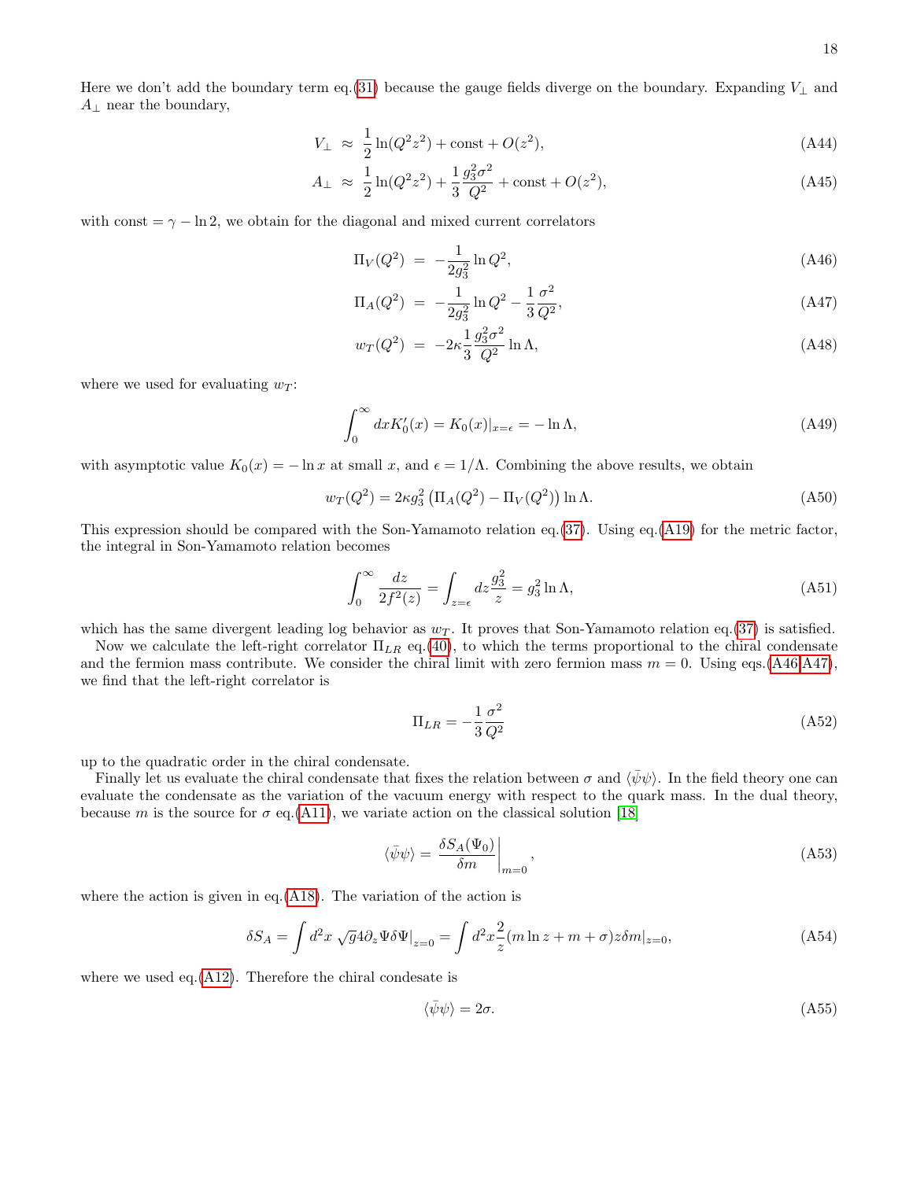Here we don't add the boundary term eq.(31) because the gauge fields diverge on the boundary. Expanding $V_\perp$ and $A_\perp$ near the boundary,

$$V_\perp \;\approx\; \frac{1}{2}\ln(Q^2 z^2) + \text{const} + O(z^2), \tag{A44}$$

$$A_\perp \;\approx\; \frac{1}{2}\ln(Q^2 z^2) + \frac{1}{3}\frac{g_3^2\sigma^2}{Q^2} + \text{const} + O(z^2), \tag{A45}$$

with $\text{const} = \gamma - \ln 2$, we obtain for the diagonal and mixed current correlators

$$\Pi_V(Q^2) \;=\; -\frac{1}{2g_3^2}\ln Q^2, \tag{A46}$$

$$\Pi_A(Q^2) \;=\; -\frac{1}{2g_3^2}\ln Q^2 - \frac{1}{3}\frac{\sigma^2}{Q^2}, \tag{A47}$$

$$w_T(Q^2) \;=\; -2\kappa\frac{1}{3}\frac{g_3^2\sigma^2}{Q^2}\ln\Lambda, \tag{A48}$$

where we used for evaluating $w_T$:

$$\int_0^\infty dx K_0'(x) = K_0(x)|_{x=\epsilon} = -\ln\Lambda, \tag{A49}$$

with asymptotic value $K_0(x) = -\ln x$ at small $x$, and $\epsilon = 1/\Lambda$. Combining the above results, we obtain

$$w_T(Q^2) = 2\kappa g_3^2\left(\Pi_A(Q^2) - \Pi_V(Q^2)\right)\ln\Lambda. \tag{A50}$$

This expression should be compared with the Son-Yamamoto relation eq.(37). Using eq.(A19) for the metric factor, the integral in Son-Yamamoto relation becomes

$$\int_0^\infty \frac{dz}{2f^2(z)} = \int_{z=\epsilon} dz\frac{g_3^2}{z} = g_3^2\ln\Lambda, \tag{A51}$$

which has the same divergent leading log behavior as $w_T$. It proves that Son-Yamamoto relation eq.(37) is satisfied.

Now we calculate the left-right correlator $\Pi_{LR}$ eq.(40), to which the terms proportional to the chiral condensate and the fermion mass contribute. We consider the chiral limit with zero fermion mass $m = 0$. Using eqs.(A46,A47), we find that the left-right correlator is

$$\Pi_{LR} = -\frac{1}{3}\frac{\sigma^2}{Q^2} \tag{A52}$$

up to the quadratic order in the chiral condensate.

Finally let us evaluate the chiral condensate that fixes the relation between $\sigma$ and $\langle\bar\psi\psi\rangle$. In the field theory one can evaluate the condensate as the variation of the vacuum energy with respect to the quark mass. In the dual theory, because $m$ is the source for $\sigma$ eq.(A11), we variate action on the classical solution [18]

$$\langle\bar\psi\psi\rangle = \left.\frac{\delta S_A(\Psi_0)}{\delta m}\right|_{m=0}, \tag{A53}$$

where the action is given in eq.(A18). The variation of the action is

$$\delta S_A = \int d^2x\,\sqrt{g}4\partial_z\Psi\delta\Psi|_{z=0} = \int d^2x\frac{2}{z}(m\ln z + m + \sigma)z\delta m|_{z=0}, \tag{A54}$$

where we used eq.(A12). Therefore the chiral condesate is

$$\langle\bar\psi\psi\rangle = 2\sigma. \tag{A55}$$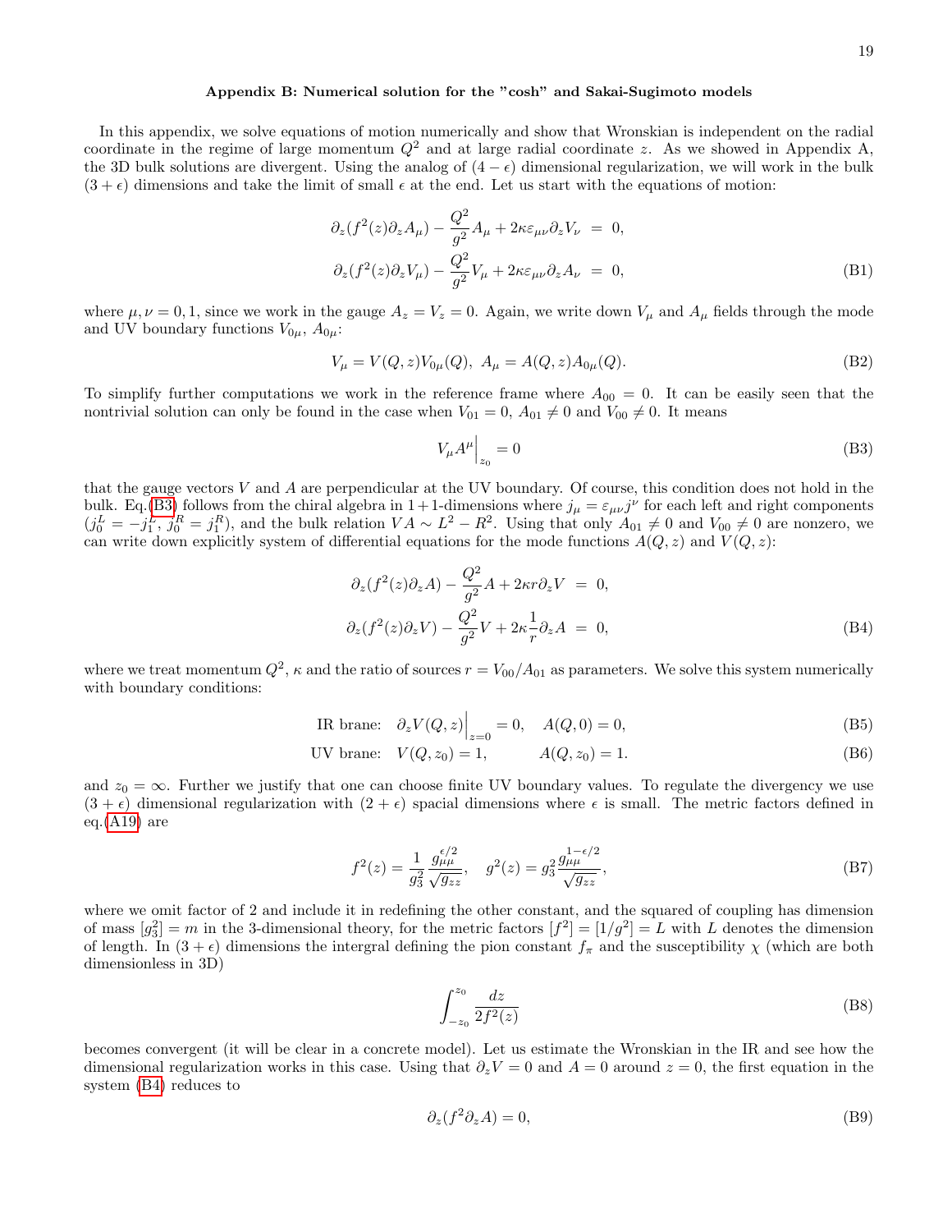### Appendix B: Numerical solution for the "cosh" and Sakai-Sugimoto models

In this appendix, we solve equations of motion numerically and show that Wronskian is independent on the radial coordinate in the regime of large momentum $Q^2$ and at large radial coordinate $z$. As we showed in Appendix A, the 3D bulk solutions are divergent. Using the analog of $(4-\epsilon)$ dimensional regularization, we will work in the bulk $(3+\epsilon)$ dimensions and take the limit of small $\epsilon$ at the end. Let us start with the equations of motion:

$$
\begin{aligned}
\partial_z(f^2(z)\partial_z A_\mu) - \frac{Q^2}{g^2}A_\mu + 2\kappa\varepsilon_{\mu\nu}\partial_z V_\nu &= 0, \\
\partial_z(f^2(z)\partial_z V_\mu) - \frac{Q^2}{g^2}V_\mu + 2\kappa\varepsilon_{\mu\nu}\partial_z A_\nu &= 0,
\end{aligned}
\tag{B1}
$$

where $\mu,\nu = 0,1$, since we work in the gauge $A_z = V_z = 0$. Again, we write down $V_\mu$ and $A_\mu$ fields through the mode and UV boundary functions $V_{0\mu}$, $A_{0\mu}$:

$$
V_\mu = V(Q,z)V_{0\mu}(Q),\ \ A_\mu = A(Q,z)A_{0\mu}(Q). \tag{B2}
$$

To simplify further computations we work in the reference frame where $A_{00} = 0$. It can be easily seen that the nontrivial solution can only be found in the case when $V_{01} = 0$, $A_{01} \neq 0$ and $V_{00} \neq 0$. It means

$$
V_\mu A^\mu\Big|_{z_0} = 0 \tag{B3}
$$

that the gauge vectors $V$ and $A$ are perpendicular at the UV boundary. Of course, this condition does not hold in the bulk. Eq.(B3) follows from the chiral algebra in $1+1$-dimensions where $j_\mu = \varepsilon_{\mu\nu}j^\nu$ for each left and right components ($j_0^L = -j_1^L$, $j_0^R = j_1^R$), and the bulk relation $VA \sim L^2 - R^2$. Using that only $A_{01} \neq 0$ and $V_{00} \neq 0$ are nonzero, we can write down explicitly system of differential equations for the mode functions $A(Q,z)$ and $V(Q,z)$:

$$
\begin{aligned}
\partial_z(f^2(z)\partial_z A) - \frac{Q^2}{g^2}A + 2\kappa r\partial_z V &= 0, \\
\partial_z(f^2(z)\partial_z V) - \frac{Q^2}{g^2}V + 2\kappa\frac{1}{r}\partial_z A &= 0,
\end{aligned}
\tag{B4}
$$

where we treat momentum $Q^2$, $\kappa$ and the ratio of sources $r = V_{00}/A_{01}$ as parameters. We solve this system numerically with boundary conditions:

$$
\text{IR brane:}\quad \partial_z V(Q,z)\Big|_{z=0} = 0, \quad A(Q,0) = 0, \tag{B5}
$$

$$
\text{UV brane:}\quad V(Q,z_0) = 1, \qquad\quad A(Q,z_0) = 1. \tag{B6}
$$

and $z_0 = \infty$. Further we justify that one can choose finite UV boundary values. To regulate the divergency we use $(3+\epsilon)$ dimensional regularization with $(2+\epsilon)$ spacial dimensions where $\epsilon$ is small. The metric factors defined in eq.(A19) are

$$
f^2(z) = \frac{1}{g_3^2}\frac{g_{\mu\mu}^{\epsilon/2}}{\sqrt{g_{zz}}}, \quad g^2(z) = g_3^2\frac{g_{\mu\mu}^{1-\epsilon/2}}{\sqrt{g_{zz}}}, \tag{B7}
$$

where we omit factor of 2 and include it in redefining the other constant, and the squared of coupling has dimension of mass $[g_3^2] = m$ in the 3-dimensional theory, for the metric factors $[f^2] = [1/g^2] = L$ with $L$ denotes the dimension of length. In $(3+\epsilon)$ dimensions the intergral defining the pion constant $f_\pi$ and the susceptibility $\chi$ (which are both dimensionless in 3D)

$$
\int_{-z_0}^{z_0}\frac{dz}{2f^2(z)} \tag{B8}
$$

becomes convergent (it will be clear in a concrete model). Let us estimate the Wronskian in the IR and see how the dimensional regularization works in this case. Using that $\partial_z V = 0$ and $A = 0$ around $z = 0$, the first equation in the system (B4) reduces to

$$
\partial_z(f^2\partial_z A) = 0, \tag{B9}
$$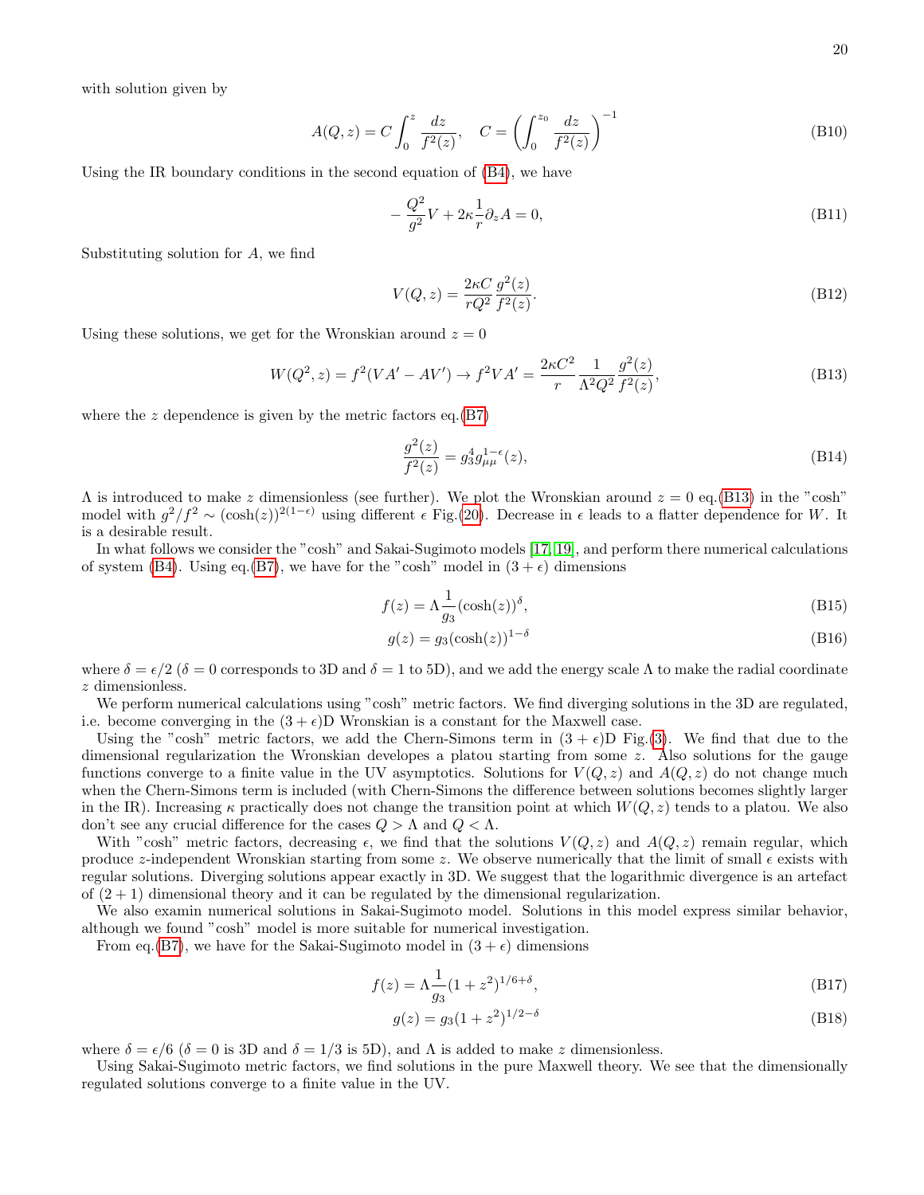with solution given by

$$A(Q,z) = C\int_0^z \frac{dz}{f^2(z)}, \quad C = \left(\int_0^{z_0} \frac{dz}{f^2(z)}\right)^{-1} \tag{B10}$$

Using the IR boundary conditions in the second equation of (B4), we have

$$-\frac{Q^2}{g^2}V + 2\kappa\frac{1}{r}\partial_z A = 0, \tag{B11}$$

Substituting solution for $A$, we find

$$V(Q,z) = \frac{2\kappa C}{rQ^2}\frac{g^2(z)}{f^2(z)}. \tag{B12}$$

Using these solutions, we get for the Wronskian around $z=0$

$$W(Q^2,z) = f^2(VA' - AV') \to f^2 VA' = \frac{2\kappa C^2}{r}\frac{1}{\Lambda^2 Q^2}\frac{g^2(z)}{f^2(z)}, \tag{B13}$$

where the $z$ dependence is given by the metric factors eq.(B7)

$$\frac{g^2(z)}{f^2(z)} = g_3^4 g_{\mu\mu}^{1-\epsilon}(z), \tag{B14}$$

$\Lambda$ is introduced to make $z$ dimensionless (see further). We plot the Wronskian around $z=0$ eq.(B13) in the "cosh" model with $g^2/f^2 \sim (\cosh(z))^{2(1-\epsilon)}$ using different $\epsilon$ Fig.(20). Decrease in $\epsilon$ leads to a flatter dependence for $W$. It is a desirable result.

In what follows we consider the "cosh" and Sakai-Sugimoto models [17, 19], and perform there numerical calculations of system (B4). Using eq.(B7), we have for the "cosh" model in $(3+\epsilon)$ dimensions

$$f(z) = \Lambda\frac{1}{g_3}(\cosh(z))^{\delta}, \tag{B15}$$

$$g(z) = g_3(\cosh(z))^{1-\delta} \tag{B16}$$

where $\delta = \epsilon/2$ ($\delta = 0$ corresponds to 3D and $\delta = 1$ to 5D), and we add the energy scale $\Lambda$ to make the radial coordinate $z$ dimensionless.

We perform numerical calculations using "cosh" metric factors. We find diverging solutions in the 3D are regulated, i.e. become converging in the $(3+\epsilon)$D Wronskian is a constant for the Maxwell case.

Using the "cosh" metric factors, we add the Chern-Simons term in $(3+\epsilon)$D Fig.(3). We find that due to the dimensional regularization the Wronskian developes a platou starting from some $z$. Also solutions for the gauge functions converge to a finite value in the UV asymptotics. Solutions for $V(Q,z)$ and $A(Q,z)$ do not change much when the Chern-Simons term is included (with Chern-Simons the difference between solutions becomes slightly larger in the IR). Increasing $\kappa$ practically does not change the transition point at which $W(Q,z)$ tends to a platou. We also don't see any crucial difference for the cases $Q > \Lambda$ and $Q < \Lambda$.

With "cosh" metric factors, decreasing $\epsilon$, we find that the solutions $V(Q,z)$ and $A(Q,z)$ remain regular, which produce $z$-independent Wronskian starting from some $z$. We observe numerically that the limit of small $\epsilon$ exists with regular solutions. Diverging solutions appear exactly in 3D. We suggest that the logarithmic divergence is an artefact of $(2+1)$ dimensional theory and it can be regulated by the dimensional regularization.

We also examin numerical solutions in Sakai-Sugimoto model. Solutions in this model express similar behavior, although we found "cosh" model is more suitable for numerical investigation.

From eq.(B7), we have for the Sakai-Sugimoto model in $(3+\epsilon)$ dimensions

$$f(z) = \Lambda\frac{1}{g_3}(1+z^2)^{1/6+\delta}, \tag{B17}$$

$$g(z) = g_3(1+z^2)^{1/2-\delta} \tag{B18}$$

where $\delta = \epsilon/6$ ($\delta = 0$ is 3D and $\delta = 1/3$ is 5D), and $\Lambda$ is added to make $z$ dimensionless.

Using Sakai-Sugimoto metric factors, we find solutions in the pure Maxwell theory. We see that the dimensionally regulated solutions converge to a finite value in the UV.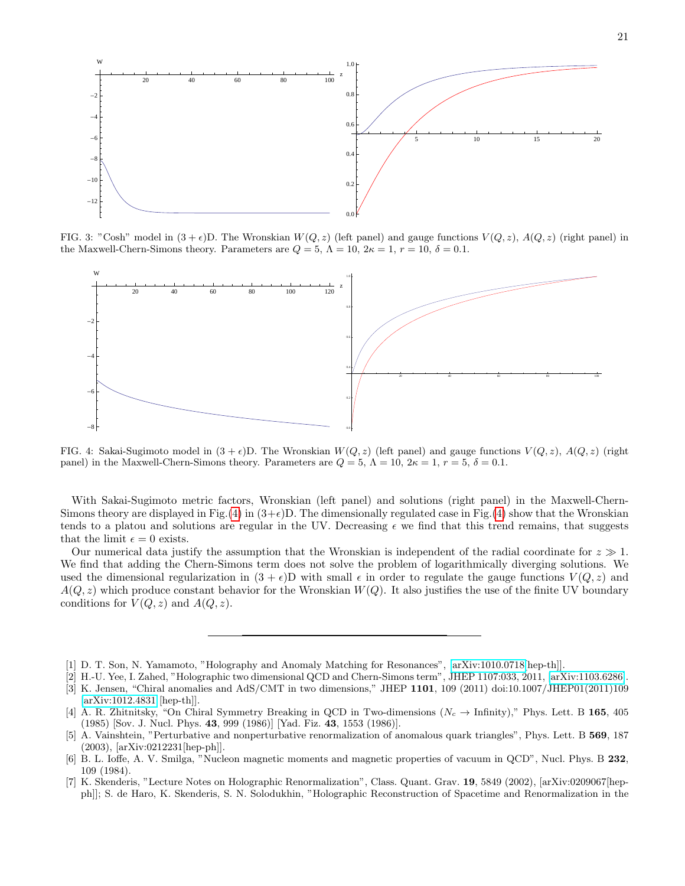FIG. 3: "Cosh" model in $(3+\epsilon)$D. The Wronskian $W(Q,z)$ (left panel) and gauge functions $V(Q,z)$, $A(Q,z)$ (right panel) in the Maxwell-Chern-Simons theory. Parameters are $Q=5$, $\Lambda=10$, $2\kappa=1$, $r=10$, $\delta=0.1$.

FIG. 4: Sakai-Sugimoto model in $(3+\epsilon)$D. The Wronskian $W(Q,z)$ (left panel) and gauge functions $V(Q,z)$, $A(Q,z)$ (right panel) in the Maxwell-Chern-Simons theory. Parameters are $Q=5$, $\Lambda=10$, $2\kappa=1$, $r=5$, $\delta=0.1$.

With Sakai-Sugimoto metric factors, Wronskian (left panel) and solutions (right panel) in the Maxwell-Chern-Simons theory are displayed in Fig.(4) in $(3+\epsilon)$D. The dimensionally regulated case in Fig.(4) show that the Wronskian tends to a platou and solutions are regular in the UV. Decreasing $\epsilon$ we find that this trend remains, that suggests that the limit $\epsilon=0$ exists.

Our numerical data justify the assumption that the Wronskian is independent of the radial coordinate for $z \gg 1$. We find that adding the Chern-Simons term does not solve the problem of logarithmically diverging solutions. We used the dimensional regularization in $(3+\epsilon)$D with small $\epsilon$ in order to regulate the gauge functions $V(Q,z)$ and $A(Q,z)$ which produce constant behavior for the Wronskian $W(Q)$. It also justifies the use of the finite UV boundary conditions for $V(Q,z)$ and $A(Q,z)$.

---

[1] D. T. Son, N. Yamamoto, "Holography and Anomaly Matching for Resonances", arXiv:1010.0718[hep-th]].

[2] H.-U. Yee, I. Zahed, "Holographic two dimensional QCD and Chern-Simons term", JHEP 1107:033, 2011, arXiv:1103.6286.

[3] K. Jensen, "Chiral anomalies and AdS/CMT in two dimensions," JHEP **1101**, 109 (2011) doi:10.1007/JHEP01(2011)109 arXiv:1012.4831 [hep-th]].

[4] A. R. Zhitnitsky, "On Chiral Symmetry Breaking in QCD in Two-dimensions ($N_c \to$ Infinity)," Phys. Lett. B **165**, 405 (1985) [Sov. J. Nucl. Phys. **43**, 999 (1986)] [Yad. Fiz. **43**, 1553 (1986)].

[5] A. Vainshtein, "Perturbative and nonperturbative renormalization of anomalous quark triangles", Phys. Lett. B **569**, 187 (2003), [arXiv:0212231[hep-ph]].

[6] B. L. Ioffe, A. V. Smilga, "Nucleon magnetic moments and magnetic properties of vacuum in QCD", Nucl. Phys. B **232**, 109 (1984).

[7] K. Skenderis, "Lecture Notes on Holographic Renormalization", Class. Quant. Grav. **19**, 5849 (2002), [arXiv:0209067[hep-ph]]; S. de Haro, K. Skenderis, S. N. Solodukhin, "Holographic Reconstruction of Spacetime and Renormalization in the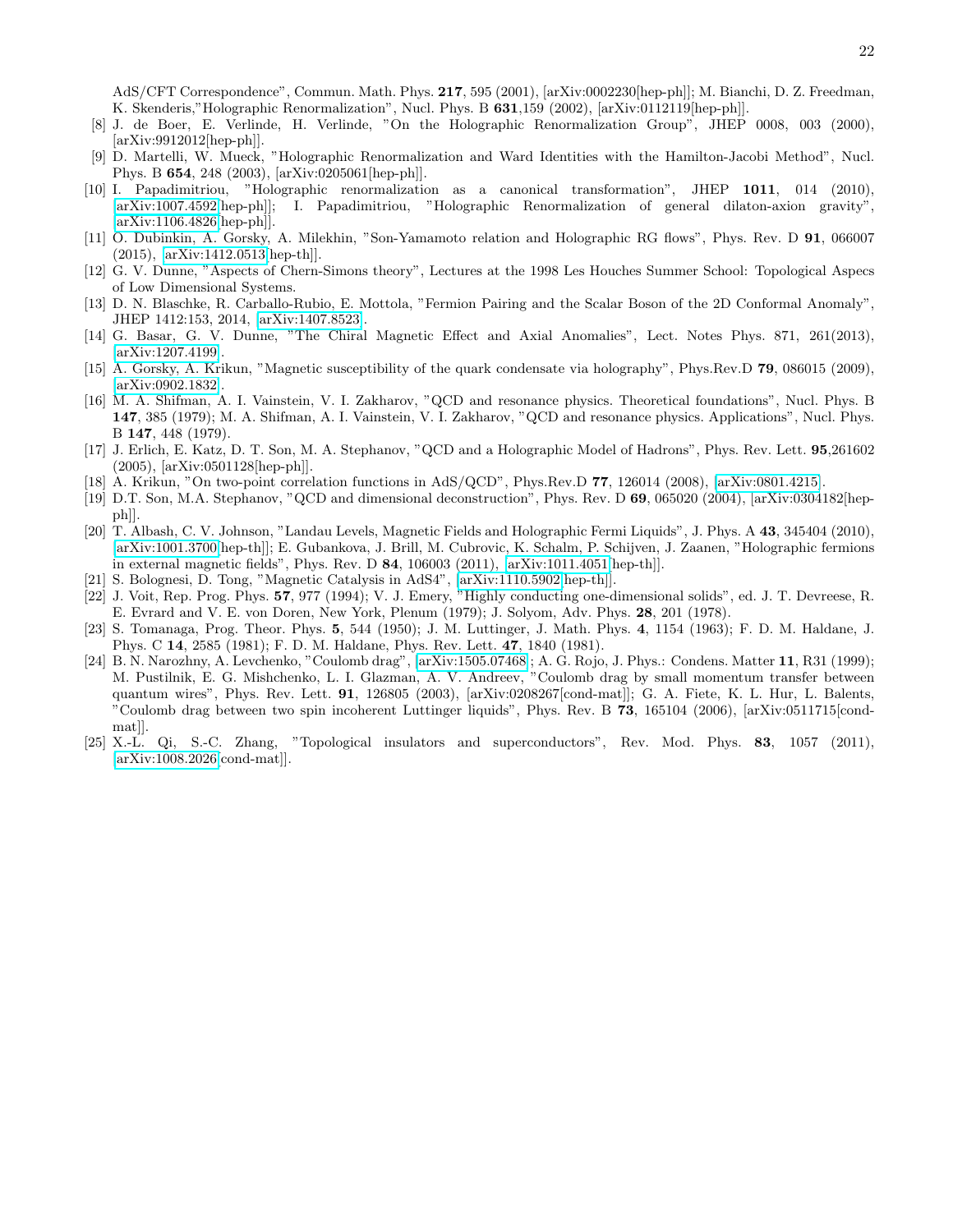AdS/CFT Correspondence", Commun. Math. Phys. **217**, 595 (2001), [arXiv:0002230[hep-ph]]; M. Bianchi, D. Z. Freedman, K. Skenderis,"Holographic Renormalization", Nucl. Phys. B **631**,159 (2002), [arXiv:0112119[hep-ph]].

[8] J. de Boer, E. Verlinde, H. Verlinde, "On the Holographic Renormalization Group", JHEP 0008, 003 (2000), [arXiv:9912012[hep-ph]].

[9] D. Martelli, W. Mueck, "Holographic Renormalization and Ward Identities with the Hamilton-Jacobi Method", Nucl. Phys. B **654**, 248 (2003), [arXiv:0205061[hep-ph]].

[10] I. Papadimitriou, "Holographic renormalization as a canonical transformation", JHEP **1011**, 014 (2010), [arXiv:1007.4592[hep-ph]]; I. Papadimitriou, "Holographic Renormalization of general dilaton-axion gravity", [arXiv:1106.4826[hep-ph]].

[11] O. Dubinkin, A. Gorsky, A. Milekhin, "Son-Yamamoto relation and Holographic RG flows", Phys. Rev. D **91**, 066007 (2015), [arXiv:1412.0513[hep-th]].

[12] G. V. Dunne, "Aspects of Chern-Simons theory", Lectures at the 1998 Les Houches Summer School: Topological Aspecs of Low Dimensional Systems.

[13] D. N. Blaschke, R. Carballo-Rubio, E. Mottola, "Fermion Pairing and the Scalar Boson of the 2D Conformal Anomaly", JHEP 1412:153, 2014, [arXiv:1407.8523].

[14] G. Basar, G. V. Dunne, "The Chiral Magnetic Effect and Axial Anomalies", Lect. Notes Phys. 871, 261(2013), [arXiv:1207.4199].

[15] A. Gorsky, A. Krikun, "Magnetic susceptibility of the quark condensate via holography", Phys.Rev.D **79**, 086015 (2009), [arXiv:0902.1832].

[16] M. A. Shifman, A. I. Vainstein, V. I. Zakharov, "QCD and resonance physics. Theoretical foundations", Nucl. Phys. B **147**, 385 (1979); M. A. Shifman, A. I. Vainstein, V. I. Zakharov, "QCD and resonance physics. Applications", Nucl. Phys. B **147**, 448 (1979).

[17] J. Erlich, E. Katz, D. T. Son, M. A. Stephanov, "QCD and a Holographic Model of Hadrons", Phys. Rev. Lett. **95**,261602 (2005), [arXiv:0501128[hep-ph]].

[18] A. Krikun, "On two-point correlation functions in AdS/QCD", Phys.Rev.D **77**, 126014 (2008), [arXiv:0801.4215].

[19] D.T. Son, M.A. Stephanov, "QCD and dimensional deconstruction", Phys. Rev. D **69**, 065020 (2004), [arXiv:0304182[hep-ph]].

[20] T. Albash, C. V. Johnson, "Landau Levels, Magnetic Fields and Holographic Fermi Liquids", J. Phys. A **43**, 345404 (2010), [arXiv:1001.3700[hep-th]]; E. Gubankova, J. Brill, M. Cubrovic, K. Schalm, P. Schijven, J. Zaanen, "Holographic fermions in external magnetic fields", Phys. Rev. D **84**, 106003 (2011), [arXiv:1011.4051[hep-th]].

[21] S. Bolognesi, D. Tong, "Magnetic Catalysis in AdS4", [arXiv:1110.5902[hep-th]].

[22] J. Voit, Rep. Prog. Phys. **57**, 977 (1994); V. J. Emery, "Highly conducting one-dimensional solids", ed. J. T. Devreese, R. E. Evrard and V. E. von Doren, New York, Plenum (1979); J. Solyom, Adv. Phys. **28**, 201 (1978).

[23] S. Tomanaga, Prog. Theor. Phys. **5**, 544 (1950); J. M. Luttinger, J. Math. Phys. **4**, 1154 (1963); F. D. M. Haldane, J. Phys. C **14**, 2585 (1981); F. D. M. Haldane, Phys. Rev. Lett. **47**, 1840 (1981).

[24] B. N. Narozhny, A. Levchenko, "Coulomb drag", [arXiv:1505.07468]; A. G. Rojo, J. Phys.: Condens. Matter **11**, R31 (1999); M. Pustilnik, E. G. Mishchenko, L. I. Glazman, A. V. Andreev, "Coulomb drag by small momentum transfer between quantum wires", Phys. Rev. Lett. **91**, 126805 (2003), [arXiv:0208267[cond-mat]]; G. A. Fiete, K. L. Hur, L. Balents, "Coulomb drag between two spin incoherent Luttinger liquids", Phys. Rev. B **73**, 165104 (2006), [arXiv:0511715[cond-mat]].

[25] X.-L. Qi, S.-C. Zhang, "Topological insulators and superconductors", Rev. Mod. Phys. **83**, 1057 (2011), [arXiv:1008.2026[cond-mat]].